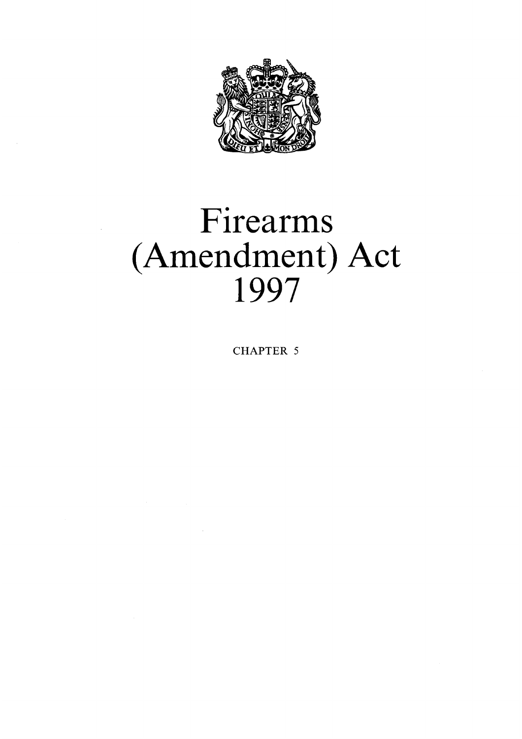# Firearms (Amendment) Act 1997

CHAPTER 5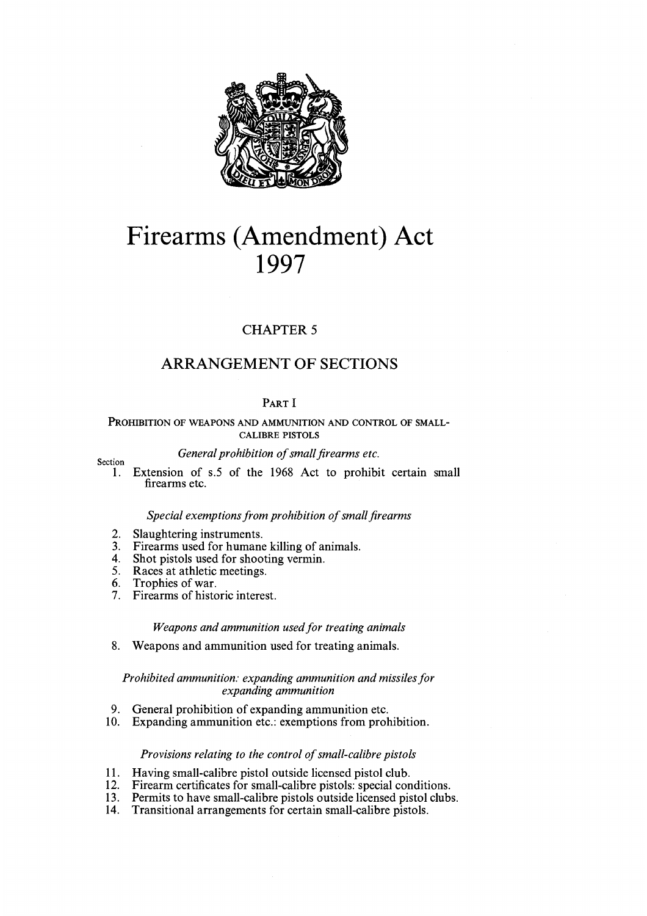# Firearms (Amendment) Act 1997

## CHAPTER 5

## ARRANGEMENT OF SECTIONS

### PART I

#### PROHIBITION OF WEAPONS AND AMMUNITION AND CONTROL OF SMALL-CALIBRE PISTOLS

*General prohibition of small firearms etc.*

Section

1. Extension of s.5 of the 1968 Act to prohibit certain small firearms etc.

*Special exemptions from prohibition of small firearms*

2. Slaughtering instruments.
3. Firearms used for humane killing of animals.
4. Shot pistols used for shooting vermin.
5. Races at athletic meetings.
6. Trophies of war.
7. Firearms of historic interest.

*Weapons and ammunition used for treating animals*

8. Weapons and ammunition used for treating animals.

*Prohibited ammunition: expanding ammunition and missiles for expanding ammunition*

9. General prohibition of expanding ammunition etc.
10. Expanding ammunition etc.: exemptions from prohibition.

*Provisions relating to the control of small-calibre pistols*

11. Having small-calibre pistol outside licensed pistol club.
12. Firearm certificates for small-calibre pistols: special conditions.
13. Permits to have small-calibre pistols outside licensed pistol clubs.
14. Transitional arrangements for certain small-calibre pistols.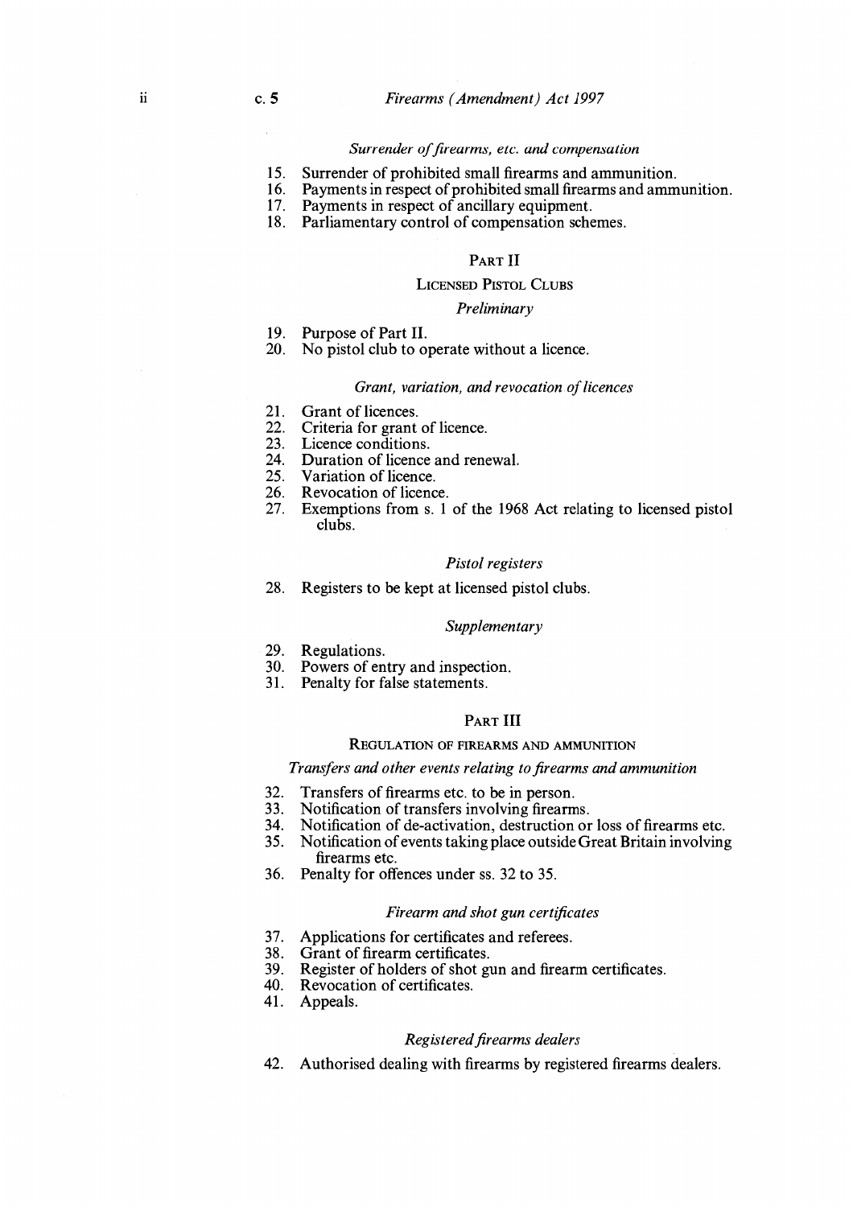*Surrender of firearms, etc. and compensation*

15. Surrender of prohibited small firearms and ammunition.
16. Payments in respect of prohibited small firearms and ammunition.
17. Payments in respect of ancillary equipment.
18. Parliamentary control of compensation schemes.

## PART II

### LICENSED PISTOL CLUBS

*Preliminary*

19. Purpose of Part II.
20. No pistol club to operate without a licence.

*Grant, variation, and revocation of licences*

21. Grant of licences.
22. Criteria for grant of licence.
23. Licence conditions.
24. Duration of licence and renewal.
25. Variation of licence.
26. Revocation of licence.
27. Exemptions from s. 1 of the 1968 Act relating to licensed pistol clubs.

*Pistol registers*

28. Registers to be kept at licensed pistol clubs.

*Supplementary*

29. Regulations.
30. Powers of entry and inspection.
31. Penalty for false statements.

## PART III

### REGULATION OF FIREARMS AND AMMUNITION

*Transfers and other events relating to firearms and ammunition*

32. Transfers of firearms etc. to be in person.
33. Notification of transfers involving firearms.
34. Notification of de-activation, destruction or loss of firearms etc.
35. Notification of events taking place outside Great Britain involving firearms etc.
36. Penalty for offences under ss. 32 to 35.

*Firearm and shot gun certificates*

37. Applications for certificates and referees.
38. Grant of firearm certificates.
39. Register of holders of shot gun and firearm certificates.
40. Revocation of certificates.
41. Appeals.

*Registered firearms dealers*

42. Authorised dealing with firearms by registered firearms dealers.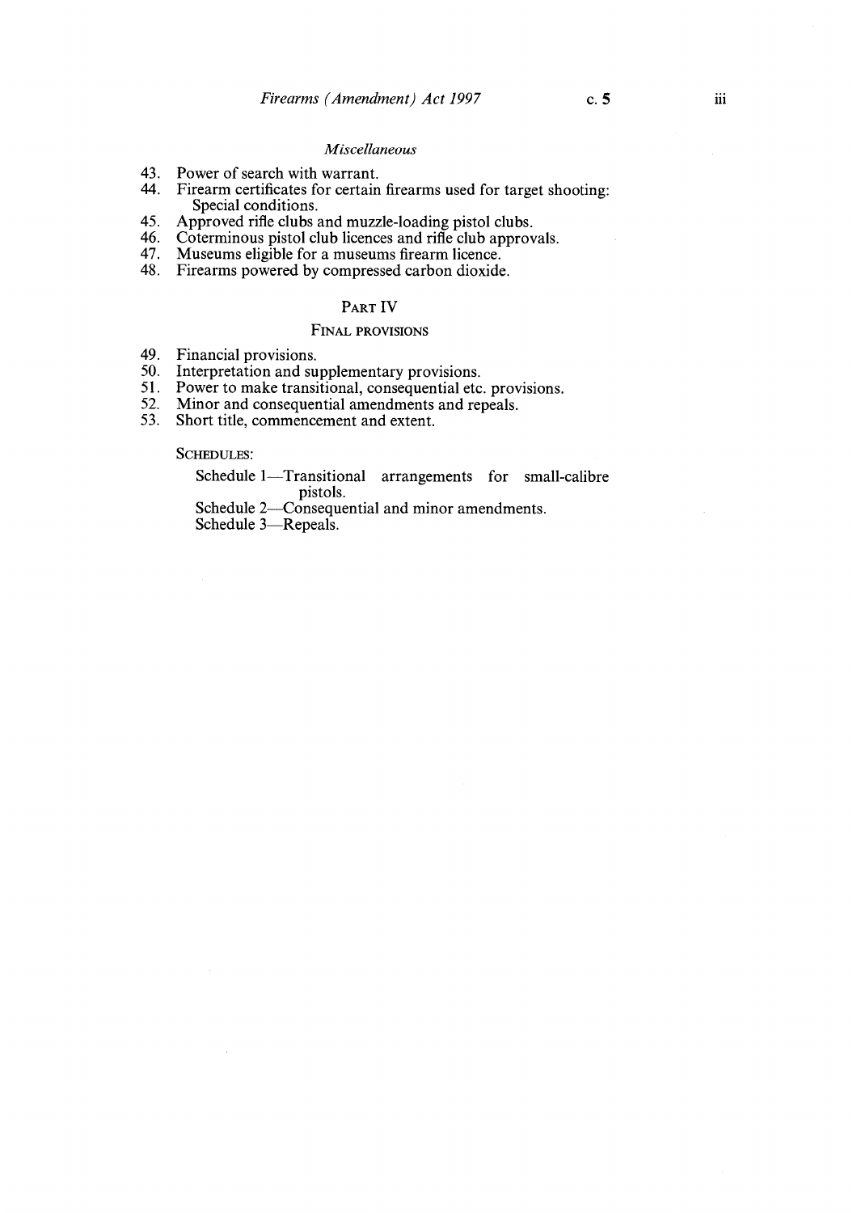*Miscellaneous*

43. Power of search with warrant.
44. Firearm certificates for certain firearms used for target shooting: Special conditions.
45. Approved rifle clubs and muzzle-loading pistol clubs.
46. Coterminous pistol club licences and rifle club approvals.
47. Museums eligible for a museums firearm licence.
48. Firearms powered by compressed carbon dioxide.

## PART IV

### FINAL PROVISIONS

49. Financial provisions.
50. Interpretation and supplementary provisions.
51. Power to make transitional, consequential etc. provisions.
52. Minor and consequential amendments and repeals.
53. Short title, commencement and extent.

SCHEDULES:

Schedule 1—Transitional arrangements for small-calibre pistols.
Schedule 2—Consequential and minor amendments.
Schedule 3—Repeals.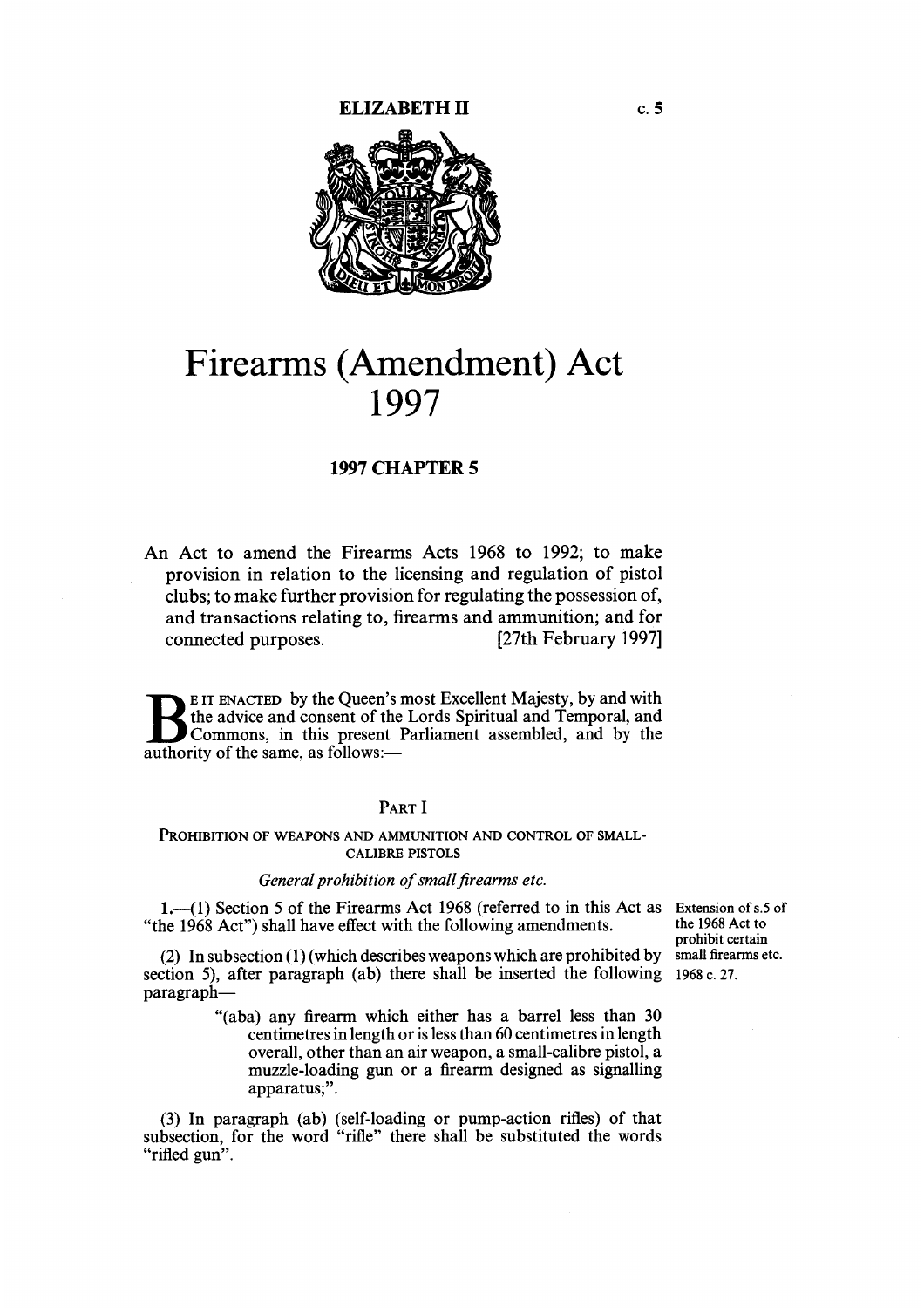ELIZABETH II

c. 5

# Firearms (Amendment) Act 1997

## 1997 CHAPTER 5

An Act to amend the Firearms Acts 1968 to 1992; to make provision in relation to the licensing and regulation of pistol clubs; to make further provision for regulating the possession of, and transactions relating to, firearms and ammunition; and for connected purposes. [27th February 1997]

BE IT ENACTED by the Queen's most Excellent Majesty, by and with the advice and consent of the Lords Spiritual and Temporal, and Commons, in this present Parliament assembled, and by the authority of the same, as follows:—

## PART I

### PROHIBITION OF WEAPONS AND AMMUNITION AND CONTROL OF SMALL-CALIBRE PISTOLS

*General prohibition of small firearms etc.*

Extension of s.5 of the 1968 Act to prohibit certain small firearms etc. 1968 c. 27.

**1.**—(1) Section 5 of the Firearms Act 1968 (referred to in this Act as "the 1968 Act") shall have effect with the following amendments.

(2) In subsection (1) (which describes weapons which are prohibited by section 5), after paragraph (ab) there shall be inserted the following paragraph—

> "(aba) any firearm which either has a barrel less than 30 centimetres in length or is less than 60 centimetres in length overall, other than an air weapon, a small-calibre pistol, a muzzle-loading gun or a firearm designed as signalling apparatus;".

(3) In paragraph (ab) (self-loading or pump-action rifles) of that subsection, for the word "rifle" there shall be substituted the words "rifled gun".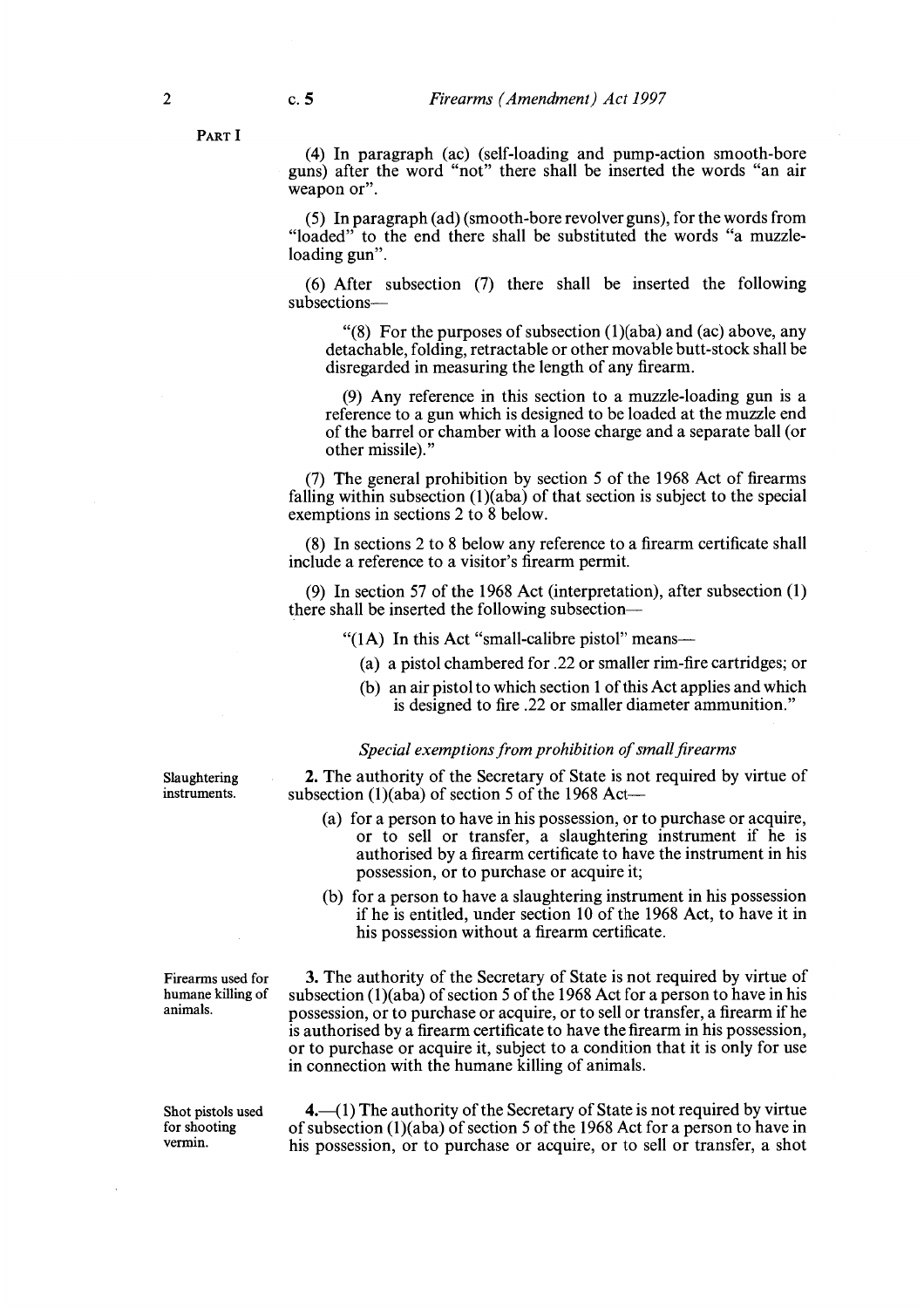PART I

(4) In paragraph (ac) (self-loading and pump-action smooth-bore guns) after the word "not" there shall be inserted the words "an air weapon or".

(5) In paragraph (ad) (smooth-bore revolver guns), for the words from "loaded" to the end there shall be substituted the words "a muzzle-loading gun".

(6) After subsection (7) there shall be inserted the following subsections—

"(8) For the purposes of subsection (1)(aba) and (ac) above, any detachable, folding, retractable or other movable butt-stock shall be disregarded in measuring the length of any firearm.

(9) Any reference in this section to a muzzle-loading gun is a reference to a gun which is designed to be loaded at the muzzle end of the barrel or chamber with a loose charge and a separate ball (or other missile)."

(7) The general prohibition by section 5 of the 1968 Act of firearms falling within subsection (1)(aba) of that section is subject to the special exemptions in sections 2 to 8 below.

(8) In sections 2 to 8 below any reference to a firearm certificate shall include a reference to a visitor's firearm permit.

(9) In section 57 of the 1968 Act (interpretation), after subsection (1) there shall be inserted the following subsection—

"(1A) In this Act "small-calibre pistol" means—

(a) a pistol chambered for .22 or smaller rim-fire cartridges; or

(b) an air pistol to which section 1 of this Act applies and which is designed to fire .22 or smaller diameter ammunition."

### *Special exemptions from prohibition of small firearms*

Slaughtering instruments.

**2.** The authority of the Secretary of State is not required by virtue of subsection (1)(aba) of section 5 of the 1968 Act—

(a) for a person to have in his possession, or to purchase or acquire, or to sell or transfer, a slaughtering instrument if he is authorised by a firearm certificate to have the instrument in his possession, or to purchase or acquire it;

(b) for a person to have a slaughtering instrument in his possession if he is entitled, under section 10 of the 1968 Act, to have it in his possession without a firearm certificate.

Firearms used for humane killing of animals.

**3.** The authority of the Secretary of State is not required by virtue of subsection (1)(aba) of section 5 of the 1968 Act for a person to have in his possession, or to purchase or acquire, or to sell or transfer, a firearm if he is authorised by a firearm certificate to have the firearm in his possession, or to purchase or acquire it, subject to a condition that it is only for use in connection with the humane killing of animals.

Shot pistols used for shooting vermin.

**4.**—(1) The authority of the Secretary of State is not required by virtue of subsection (1)(aba) of section 5 of the 1968 Act for a person to have in his possession, or to purchase or acquire, or to sell or transfer, a shot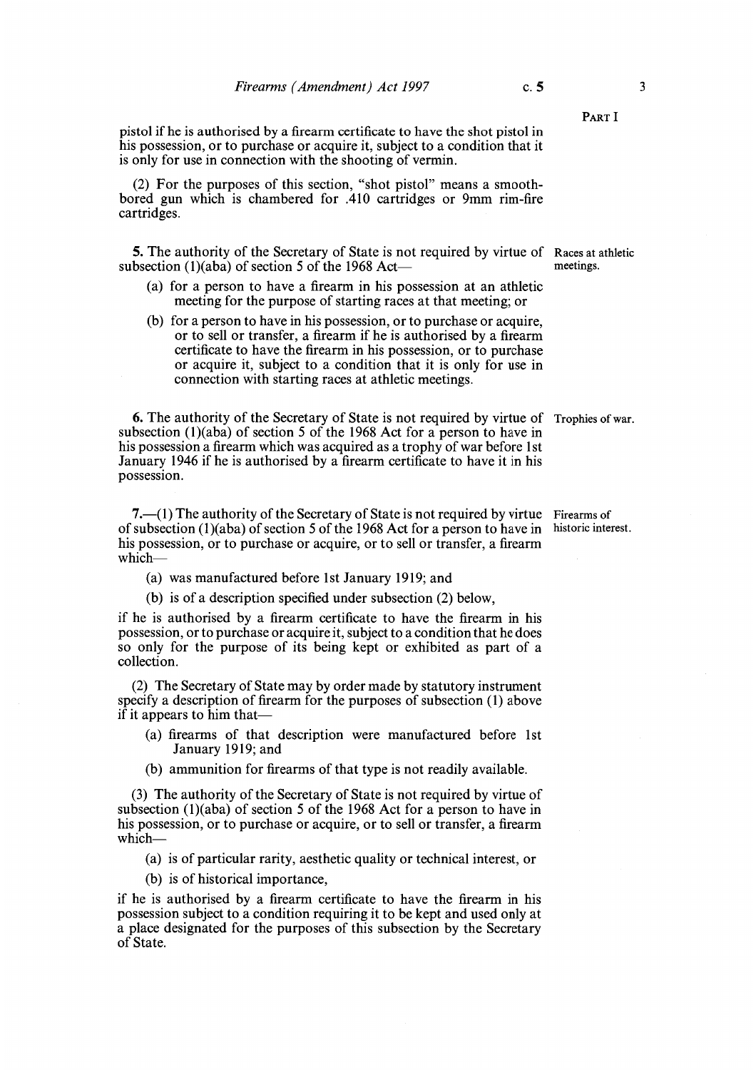pistol if he is authorised by a firearm certificate to have the shot pistol in his possession, or to purchase or acquire it, subject to a condition that it is only for use in connection with the shooting of vermin.

(2) For the purposes of this section, "shot pistol" means a smooth-bored gun which is chambered for .410 cartridges or 9mm rim-fire cartridges.

Races at athletic meetings.

**5.** The authority of the Secretary of State is not required by virtue of subsection (1)(aba) of section 5 of the 1968 Act—

- (a) for a person to have a firearm in his possession at an athletic meeting for the purpose of starting races at that meeting; or
- (b) for a person to have in his possession, or to purchase or acquire, or to sell or transfer, a firearm if he is authorised by a firearm certificate to have the firearm in his possession, or to purchase or acquire it, subject to a condition that it is only for use in connection with starting races at athletic meetings.

Trophies of war.

**6.** The authority of the Secretary of State is not required by virtue of subsection (1)(aba) of section 5 of the 1968 Act for a person to have in his possession a firearm which was acquired as a trophy of war before 1st January 1946 if he is authorised by a firearm certificate to have it in his possession.

Firearms of historic interest.

**7.**—(1) The authority of the Secretary of State is not required by virtue of subsection (1)(aba) of section 5 of the 1968 Act for a person to have in his possession, or to purchase or acquire, or to sell or transfer, a firearm which—

- (a) was manufactured before 1st January 1919; and
- (b) is of a description specified under subsection (2) below,

if he is authorised by a firearm certificate to have the firearm in his possession, or to purchase or acquire it, subject to a condition that he does so only for the purpose of its being kept or exhibited as part of a collection.

(2) The Secretary of State may by order made by statutory instrument specify a description of firearm for the purposes of subsection (1) above if it appears to him that—

- (a) firearms of that description were manufactured before 1st January 1919; and
- (b) ammunition for firearms of that type is not readily available.

(3) The authority of the Secretary of State is not required by virtue of subsection (1)(aba) of section 5 of the 1968 Act for a person to have in his possession, or to purchase or acquire, or to sell or transfer, a firearm which—

- (a) is of particular rarity, aesthetic quality or technical interest, or
- (b) is of historical importance,

if he is authorised by a firearm certificate to have the firearm in his possession subject to a condition requiring it to be kept and used only at a place designated for the purposes of this subsection by the Secretary of State.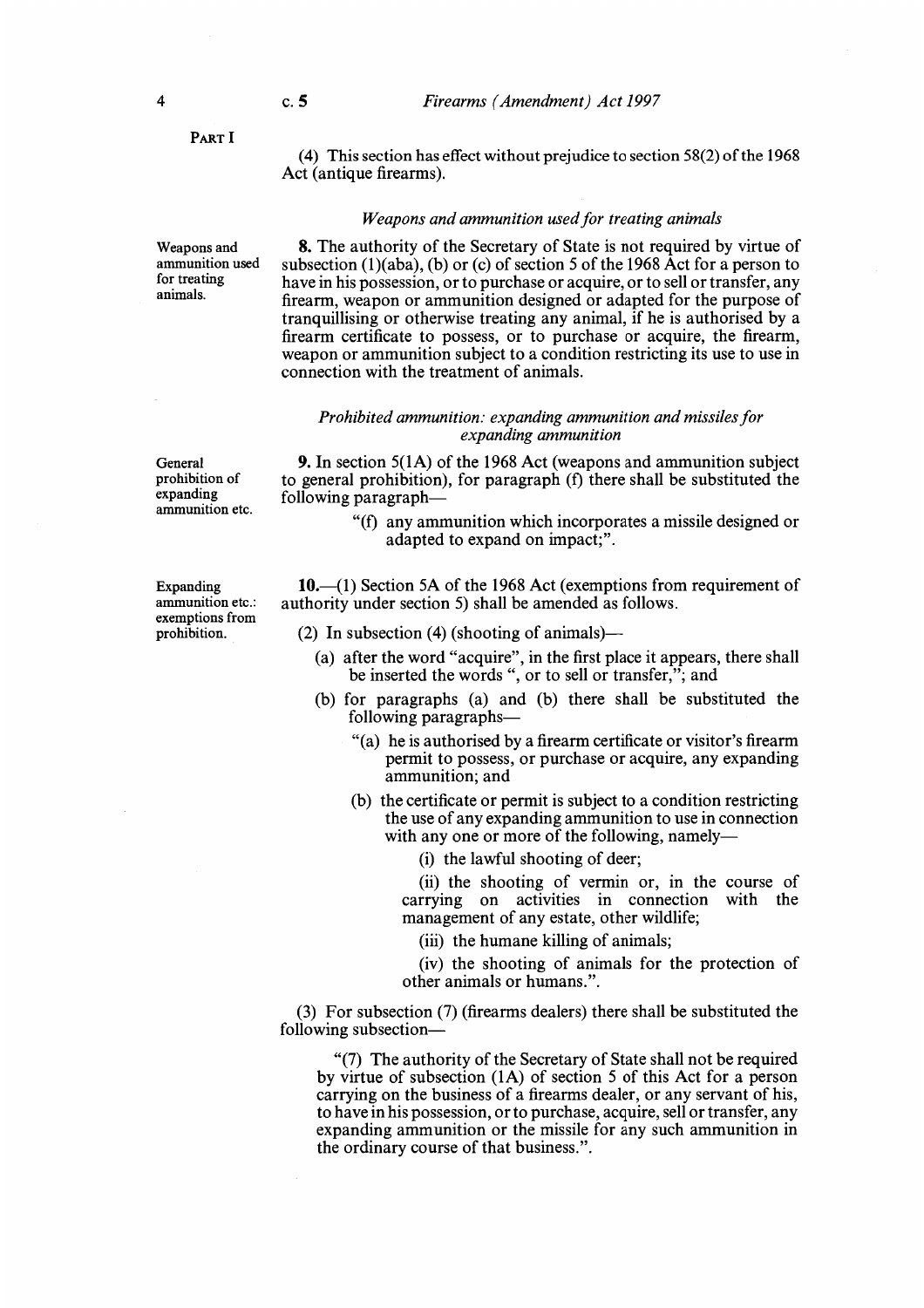PART I

(4) This section has effect without prejudice to section 58(2) of the 1968 Act (antique firearms).

*Weapons and ammunition used for treating animals*

Weapons and ammunition used for treating animals.

**8.** The authority of the Secretary of State is not required by virtue of subsection (1)(aba), (b) or (c) of section 5 of the 1968 Act for a person to have in his possession, or to purchase or acquire, or to sell or transfer, any firearm, weapon or ammunition designed or adapted for the purpose of tranquillising or otherwise treating any animal, if he is authorised by a firearm certificate to possess, or to purchase or acquire, the firearm, weapon or ammunition subject to a condition restricting its use to use in connection with the treatment of animals.

*Prohibited ammunition: expanding ammunition and missiles for expanding ammunition*

General prohibition of expanding ammunition etc.

**9.** In section 5(1A) of the 1968 Act (weapons and ammunition subject to general prohibition), for paragraph (f) there shall be substituted the following paragraph—

> "(f) any ammunition which incorporates a missile designed or adapted to expand on impact;".

Expanding ammunition etc.: exemptions from prohibition.

**10.**—(1) Section 5A of the 1968 Act (exemptions from requirement of authority under section 5) shall be amended as follows.

(2) In subsection (4) (shooting of animals)—

- (a) after the word "acquire", in the first place it appears, there shall be inserted the words ", or to sell or transfer,"; and
- (b) for paragraphs (a) and (b) there shall be substituted the following paragraphs—
  - "(a) he is authorised by a firearm certificate or visitor's firearm permit to possess, or purchase or acquire, any expanding ammunition; and
  - (b) the certificate or permit is subject to a condition restricting the use of any expanding ammunition to use in connection with any one or more of the following, namely—
    - (i) the lawful shooting of deer;
    - (ii) the shooting of vermin or, in the course of carrying on activities in connection with the management of any estate, other wildlife;
    - (iii) the humane killing of animals;
    - (iv) the shooting of animals for the protection of other animals or humans.".

(3) For subsection (7) (firearms dealers) there shall be substituted the following subsection—

> "(7) The authority of the Secretary of State shall not be required by virtue of subsection (1A) of section 5 of this Act for a person carrying on the business of a firearms dealer, or any servant of his, to have in his possession, or to purchase, acquire, sell or transfer, any expanding ammunition or the missile for any such ammunition in the ordinary course of that business.".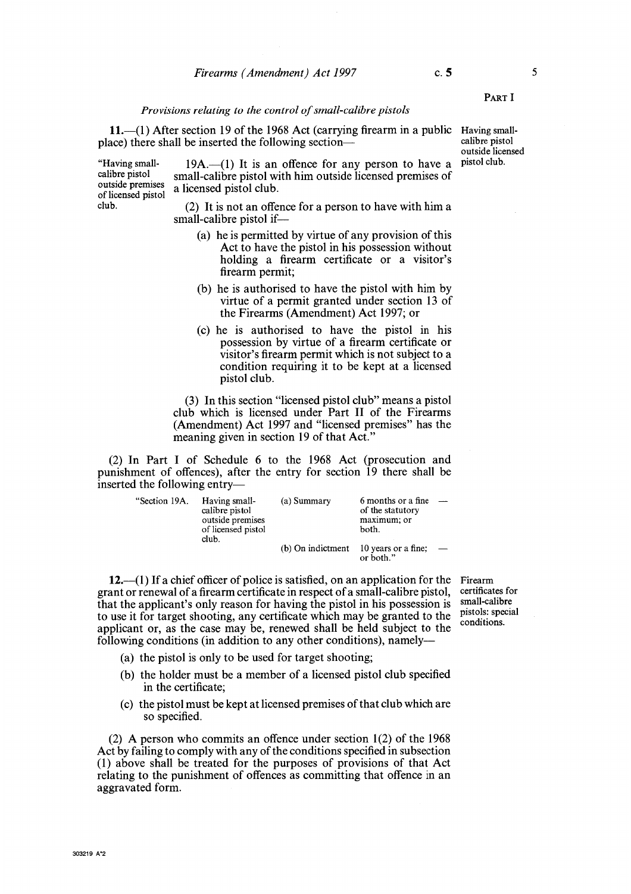PART I

*Provisions relating to the control of small-calibre pistols*

**11.**—(1) After section 19 of the 1968 Act (carrying firearm in a public place) there shall be inserted the following section—

Having small-calibre pistol outside licensed pistol club.

"Having small-calibre pistol outside premises of licensed pistol club.

19A.—(1) It is an offence for any person to have a small-calibre pistol with him outside licensed premises of a licensed pistol club.

(2) It is not an offence for a person to have with him a small-calibre pistol if—

(a) he is permitted by virtue of any provision of this Act to have the pistol in his possession without holding a firearm certificate or a visitor's firearm permit;

(b) he is authorised to have the pistol with him by virtue of a permit granted under section 13 of the Firearms (Amendment) Act 1997; or

(c) he is authorised to have the pistol in his possession by virtue of a firearm certificate or visitor's firearm permit which is not subject to a condition requiring it to be kept at a licensed pistol club.

(3) In this section "licensed pistol club" means a pistol club which is licensed under Part II of the Firearms (Amendment) Act 1997 and "licensed premises" has the meaning given in section 19 of that Act."

(2) In Part I of Schedule 6 to the 1968 Act (prosecution and punishment of offences), after the entry for section 19 there shall be inserted the following entry—

| | | | | |
|---|---|---|---|---|
| "Section 19A. | Having small-calibre pistol outside premises of licensed pistol club. | (a) Summary | 6 months or a fine of the statutory maximum; or both. | — |
| | | (b) On indictment | 10 years or a fine; or both." | — |

**12.**—(1) If a chief officer of police is satisfied, on an application for the grant or renewal of a firearm certificate in respect of a small-calibre pistol, that the applicant's only reason for having the pistol in his possession is to use it for target shooting, any certificate which may be granted to the applicant or, as the case may be, renewed shall be held subject to the following conditions (in addition to any other conditions), namely—

Firearm certificates for small-calibre pistols: special conditions.

(a) the pistol is only to be used for target shooting;

(b) the holder must be a member of a licensed pistol club specified in the certificate;

(c) the pistol must be kept at licensed premises of that club which are so specified.

(2) A person who commits an offence under section 1(2) of the 1968 Act by failing to comply with any of the conditions specified in subsection (1) above shall be treated for the purposes of provisions of that Act relating to the punishment of offences as committing that offence in an aggravated form.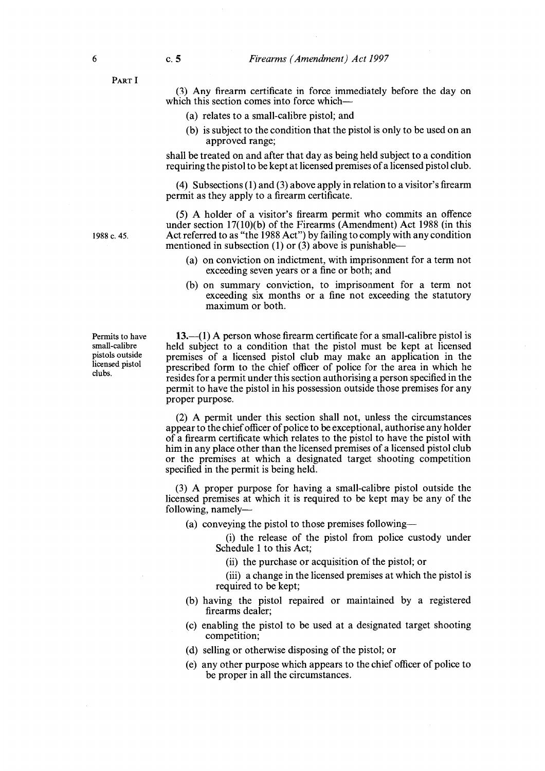PART I

(3) Any firearm certificate in force immediately before the day on which this section comes into force which—

(a) relates to a small-calibre pistol; and

(b) is subject to the condition that the pistol is only to be used on an approved range;

shall be treated on and after that day as being held subject to a condition requiring the pistol to be kept at licensed premises of a licensed pistol club.

(4) Subsections (1) and (3) above apply in relation to a visitor's firearm permit as they apply to a firearm certificate.

(5) A holder of a visitor's firearm permit who commits an offence under section 17(10)(b) of the Firearms (Amendment) Act 1988 (in this Act referred to as "the 1988 Act") by failing to comply with any condition mentioned in subsection (1) or (3) above is punishable—

1988 c. 45.

(a) on conviction on indictment, with imprisonment for a term not exceeding seven years or a fine or both; and

(b) on summary conviction, to imprisonment for a term not exceeding six months or a fine not exceeding the statutory maximum or both.

Permits to have small-calibre pistols outside licensed pistol clubs.

**13.**—(1) A person whose firearm certificate for a small-calibre pistol is held subject to a condition that the pistol must be kept at licensed premises of a licensed pistol club may make an application in the prescribed form to the chief officer of police for the area in which he resides for a permit under this section authorising a person specified in the permit to have the pistol in his possession outside those premises for any proper purpose.

(2) A permit under this section shall not, unless the circumstances appear to the chief officer of police to be exceptional, authorise any holder of a firearm certificate which relates to the pistol to have the pistol with him in any place other than the licensed premises of a licensed pistol club or the premises at which a designated target shooting competition specified in the permit is being held.

(3) A proper purpose for having a small-calibre pistol outside the licensed premises at which it is required to be kept may be any of the following, namely—

(a) conveying the pistol to those premises following—

(i) the release of the pistol from police custody under Schedule 1 to this Act;

(ii) the purchase or acquisition of the pistol; or

(iii) a change in the licensed premises at which the pistol is required to be kept;

(b) having the pistol repaired or maintained by a registered firearms dealer;

(c) enabling the pistol to be used at a designated target shooting competition;

(d) selling or otherwise disposing of the pistol; or

(e) any other purpose which appears to the chief officer of police to be proper in all the circumstances.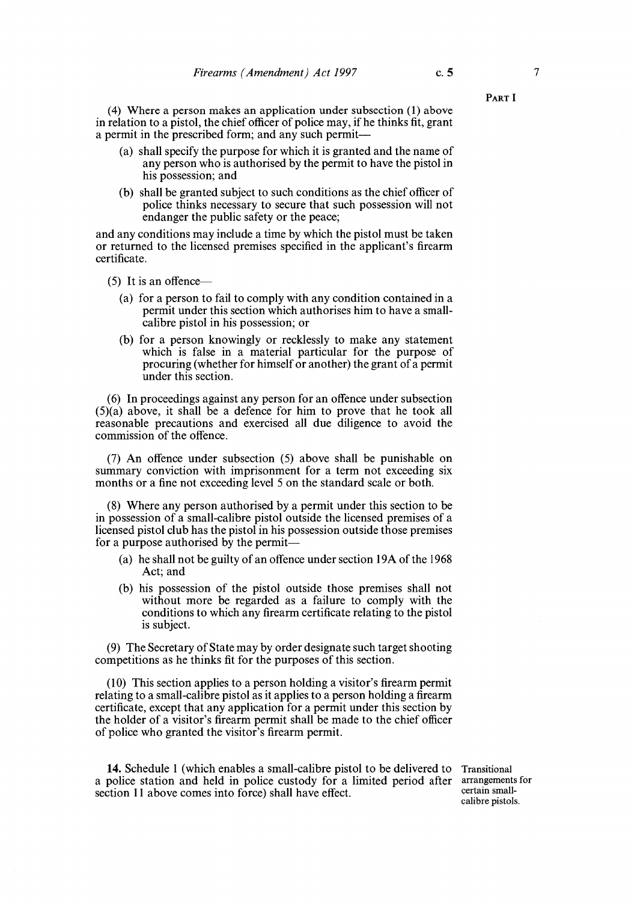(4) Where a person makes an application under subsection (1) above in relation to a pistol, the chief officer of police may, if he thinks fit, grant a permit in the prescribed form; and any such permit—

- (a) shall specify the purpose for which it is granted and the name of any person who is authorised by the permit to have the pistol in his possession; and
- (b) shall be granted subject to such conditions as the chief officer of police thinks necessary to secure that such possession will not endanger the public safety or the peace;

and any conditions may include a time by which the pistol must be taken or returned to the licensed premises specified in the applicant's firearm certificate.

(5) It is an offence—

- (a) for a person to fail to comply with any condition contained in a permit under this section which authorises him to have a small-calibre pistol in his possession; or
- (b) for a person knowingly or recklessly to make any statement which is false in a material particular for the purpose of procuring (whether for himself or another) the grant of a permit under this section.

(6) In proceedings against any person for an offence under subsection (5)(a) above, it shall be a defence for him to prove that he took all reasonable precautions and exercised all due diligence to avoid the commission of the offence.

(7) An offence under subsection (5) above shall be punishable on summary conviction with imprisonment for a term not exceeding six months or a fine not exceeding level 5 on the standard scale or both.

(8) Where any person authorised by a permit under this section to be in possession of a small-calibre pistol outside the licensed premises of a licensed pistol club has the pistol in his possession outside those premises for a purpose authorised by the permit—

- (a) he shall not be guilty of an offence under section 19A of the 1968 Act; and
- (b) his possession of the pistol outside those premises shall not without more be regarded as a failure to comply with the conditions to which any firearm certificate relating to the pistol is subject.

(9) The Secretary of State may by order designate such target shooting competitions as he thinks fit for the purposes of this section.

(10) This section applies to a person holding a visitor's firearm permit relating to a small-calibre pistol as it applies to a person holding a firearm certificate, except that any application for a permit under this section by the holder of a visitor's firearm permit shall be made to the chief officer of police who granted the visitor's firearm permit.

Transitional arrangements for certain small-calibre pistols.

**14.** Schedule 1 (which enables a small-calibre pistol to be delivered to a police station and held in police custody for a limited period after section 11 above comes into force) shall have effect.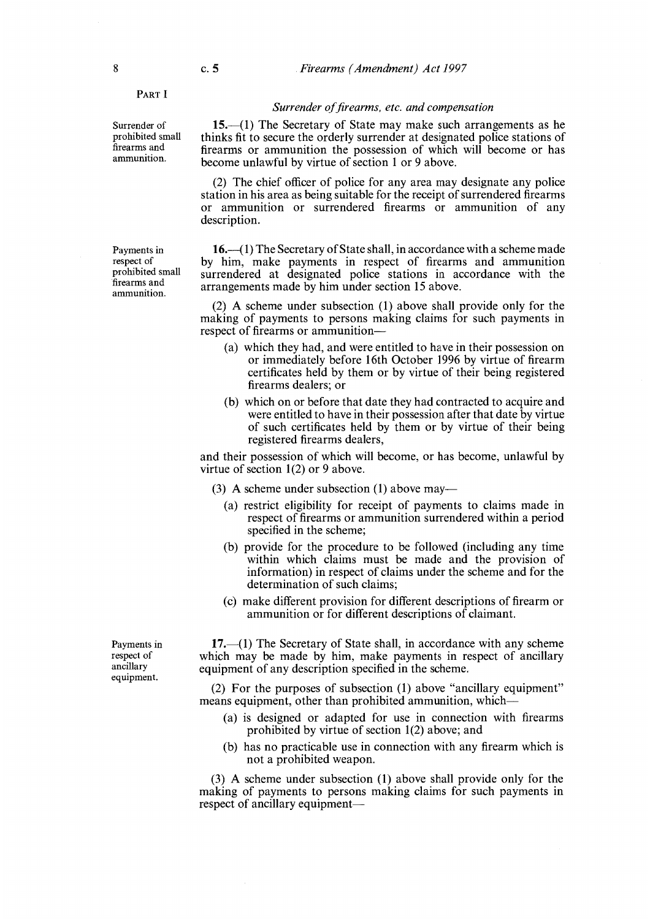PART I

*Surrender of firearms, etc. and compensation*

Surrender of prohibited small firearms and ammunition.

**15.**—(1) The Secretary of State may make such arrangements as he thinks fit to secure the orderly surrender at designated police stations of firearms or ammunition the possession of which will become or has become unlawful by virtue of section 1 or 9 above.

(2) The chief officer of police for any area may designate any police station in his area as being suitable for the receipt of surrendered firearms or ammunition or surrendered firearms or ammunition of any description.

Payments in respect of prohibited small firearms and ammunition.

**16.**—(1) The Secretary of State shall, in accordance with a scheme made by him, make payments in respect of firearms and ammunition surrendered at designated police stations in accordance with the arrangements made by him under section 15 above.

(2) A scheme under subsection (1) above shall provide only for the making of payments to persons making claims for such payments in respect of firearms or ammunition—

- (a) which they had, and were entitled to have in their possession on or immediately before 16th October 1996 by virtue of firearm certificates held by them or by virtue of their being registered firearms dealers; or
- (b) which on or before that date they had contracted to acquire and were entitled to have in their possession after that date by virtue of such certificates held by them or by virtue of their being registered firearms dealers,

and their possession of which will become, or has become, unlawful by virtue of section 1(2) or 9 above.

(3) A scheme under subsection (1) above may—

- (a) restrict eligibility for receipt of payments to claims made in respect of firearms or ammunition surrendered within a period specified in the scheme;
- (b) provide for the procedure to be followed (including any time within which claims must be made and the provision of information) in respect of claims under the scheme and for the determination of such claims;
- (c) make different provision for different descriptions of firearm or ammunition or for different descriptions of claimant.

Payments in respect of ancillary equipment.

**17.**—(1) The Secretary of State shall, in accordance with any scheme which may be made by him, make payments in respect of ancillary equipment of any description specified in the scheme.

(2) For the purposes of subsection (1) above "ancillary equipment" means equipment, other than prohibited ammunition, which—

- (a) is designed or adapted for use in connection with firearms prohibited by virtue of section 1(2) above; and
- (b) has no practicable use in connection with any firearm which is not a prohibited weapon.

(3) A scheme under subsection (1) above shall provide only for the making of payments to persons making claims for such payments in respect of ancillary equipment—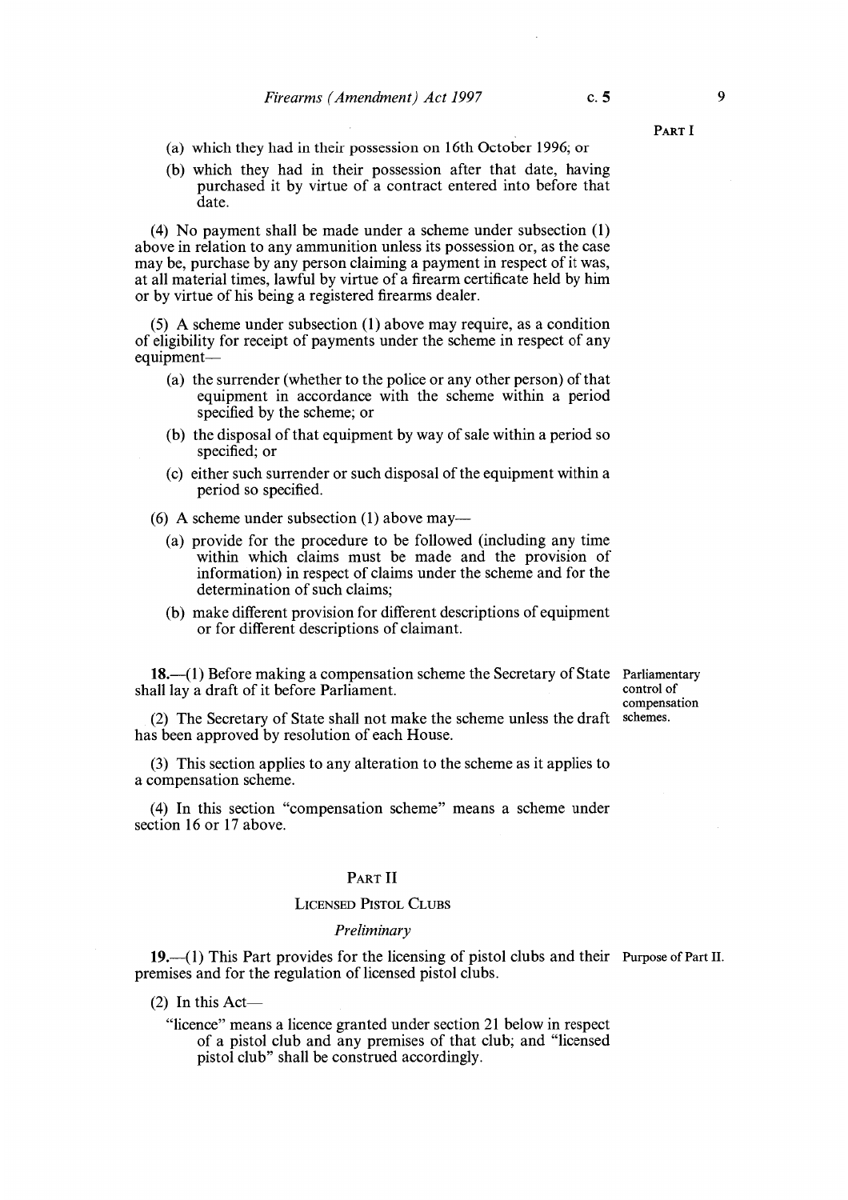(a) which they had in their possession on 16th October 1996; or

(b) which they had in their possession after that date, having purchased it by virtue of a contract entered into before that date.

(4) No payment shall be made under a scheme under subsection (1) above in relation to any ammunition unless its possession or, as the case may be, purchase by any person claiming a payment in respect of it was, at all material times, lawful by virtue of a firearm certificate held by him or by virtue of his being a registered firearms dealer.

(5) A scheme under subsection (1) above may require, as a condition of eligibility for receipt of payments under the scheme in respect of any equipment—

(a) the surrender (whether to the police or any other person) of that equipment in accordance with the scheme within a period specified by the scheme; or

(b) the disposal of that equipment by way of sale within a period so specified; or

(c) either such surrender or such disposal of the equipment within a period so specified.

(6) A scheme under subsection (1) above may—

(a) provide for the procedure to be followed (including any time within which claims must be made and the provision of information) in respect of claims under the scheme and for the determination of such claims;

(b) make different provision for different descriptions of equipment or for different descriptions of claimant.

Parliamentary control of compensation schemes.

**18.**—(1) Before making a compensation scheme the Secretary of State shall lay a draft of it before Parliament.

(2) The Secretary of State shall not make the scheme unless the draft has been approved by resolution of each House.

(3) This section applies to any alteration to the scheme as it applies to a compensation scheme.

(4) In this section "compensation scheme" means a scheme under section 16 or 17 above.

## PART II

### LICENSED PISTOL CLUBS

#### *Preliminary*

Purpose of Part II.

**19.**—(1) This Part provides for the licensing of pistol clubs and their premises and for the regulation of licensed pistol clubs.

(2) In this Act—

"licence" means a licence granted under section 21 below in respect of a pistol club and any premises of that club; and "licensed pistol club" shall be construed accordingly.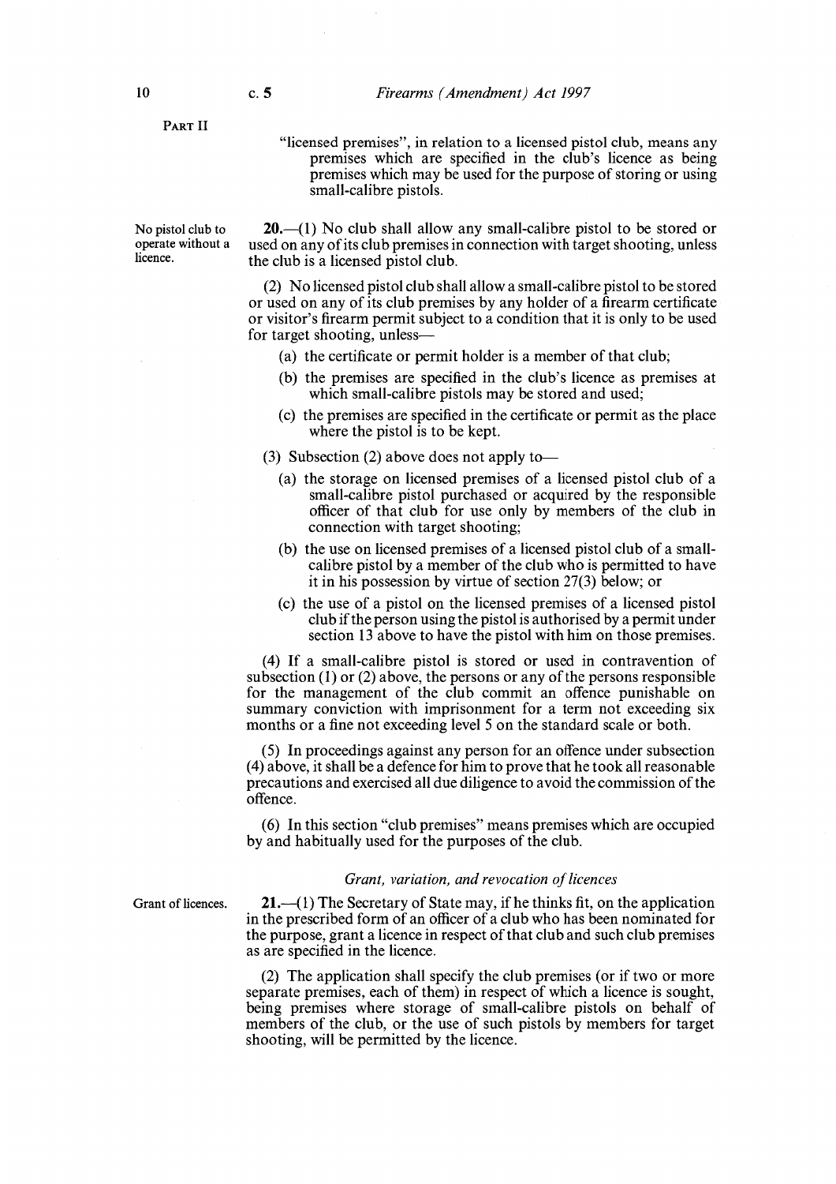PART II

"licensed premises", in relation to a licensed pistol club, means any premises which are specified in the club's licence as being premises which may be used for the purpose of storing or using small-calibre pistols.

No pistol club to operate without a licence.

**20.**—(1) No club shall allow any small-calibre pistol to be stored or used on any of its club premises in connection with target shooting, unless the club is a licensed pistol club.

(2) No licensed pistol club shall allow a small-calibre pistol to be stored or used on any of its club premises by any holder of a firearm certificate or visitor's firearm permit subject to a condition that it is only to be used for target shooting, unless—

- (a) the certificate or permit holder is a member of that club;
- (b) the premises are specified in the club's licence as premises at which small-calibre pistols may be stored and used;
- (c) the premises are specified in the certificate or permit as the place where the pistol is to be kept.

(3) Subsection (2) above does not apply to—

- (a) the storage on licensed premises of a licensed pistol club of a small-calibre pistol purchased or acquired by the responsible officer of that club for use only by members of the club in connection with target shooting;
- (b) the use on licensed premises of a licensed pistol club of a small-calibre pistol by a member of the club who is permitted to have it in his possession by virtue of section 27(3) below; or
- (c) the use of a pistol on the licensed premises of a licensed pistol club if the person using the pistol is authorised by a permit under section 13 above to have the pistol with him on those premises.

(4) If a small-calibre pistol is stored or used in contravention of subsection (1) or (2) above, the persons or any of the persons responsible for the management of the club commit an offence punishable on summary conviction with imprisonment for a term not exceeding six months or a fine not exceeding level 5 on the standard scale or both.

(5) In proceedings against any person for an offence under subsection (4) above, it shall be a defence for him to prove that he took all reasonable precautions and exercised all due diligence to avoid the commission of the offence.

(6) In this section "club premises" means premises which are occupied by and habitually used for the purposes of the club.

### *Grant, variation, and revocation of licences*

Grant of licences.

**21.**—(1) The Secretary of State may, if he thinks fit, on the application in the prescribed form of an officer of a club who has been nominated for the purpose, grant a licence in respect of that club and such club premises as are specified in the licence.

(2) The application shall specify the club premises (or if two or more separate premises, each of them) in respect of which a licence is sought, being premises where storage of small-calibre pistols on behalf of members of the club, or the use of such pistols by members for target shooting, will be permitted by the licence.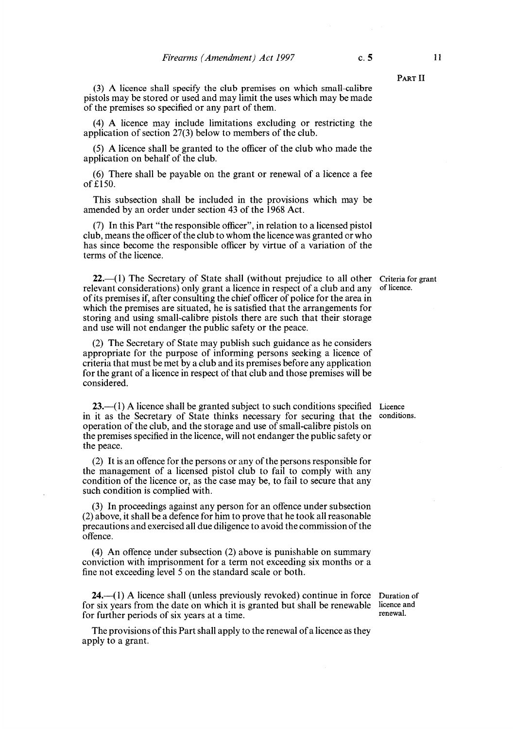(3) A licence shall specify the club premises on which small-calibre pistols may be stored or used and may limit the uses which may be made of the premises so specified or any part of them.

(4) A licence may include limitations excluding or restricting the application of section 27(3) below to members of the club.

(5) A licence shall be granted to the officer of the club who made the application on behalf of the club.

(6) There shall be payable on the grant or renewal of a licence a fee of £150.

This subsection shall be included in the provisions which may be amended by an order under section 43 of the 1968 Act.

(7) In this Part "the responsible officer", in relation to a licensed pistol club, means the officer of the club to whom the licence was granted or who has since become the responsible officer by virtue of a variation of the terms of the licence.

Criteria for grant of licence.

**22.**—(1) The Secretary of State shall (without prejudice to all other relevant considerations) only grant a licence in respect of a club and any of its premises if, after consulting the chief officer of police for the area in which the premises are situated, he is satisfied that the arrangements for storing and using small-calibre pistols there are such that their storage and use will not endanger the public safety or the peace.

(2) The Secretary of State may publish such guidance as he considers appropriate for the purpose of informing persons seeking a licence of criteria that must be met by a club and its premises before any application for the grant of a licence in respect of that club and those premises will be considered.

Licence conditions.

**23.**—(1) A licence shall be granted subject to such conditions specified in it as the Secretary of State thinks necessary for securing that the operation of the club, and the storage and use of small-calibre pistols on the premises specified in the licence, will not endanger the public safety or the peace.

(2) It is an offence for the persons or any of the persons responsible for the management of a licensed pistol club to fail to comply with any condition of the licence or, as the case may be, to fail to secure that any such condition is complied with.

(3) In proceedings against any person for an offence under subsection (2) above, it shall be a defence for him to prove that he took all reasonable precautions and exercised all due diligence to avoid the commission of the offence.

(4) An offence under subsection (2) above is punishable on summary conviction with imprisonment for a term not exceeding six months or a fine not exceeding level 5 on the standard scale or both.

Duration of licence and renewal.

**24.**—(1) A licence shall (unless previously revoked) continue in force for six years from the date on which it is granted but shall be renewable for further periods of six years at a time.

The provisions of this Part shall apply to the renewal of a licence as they apply to a grant.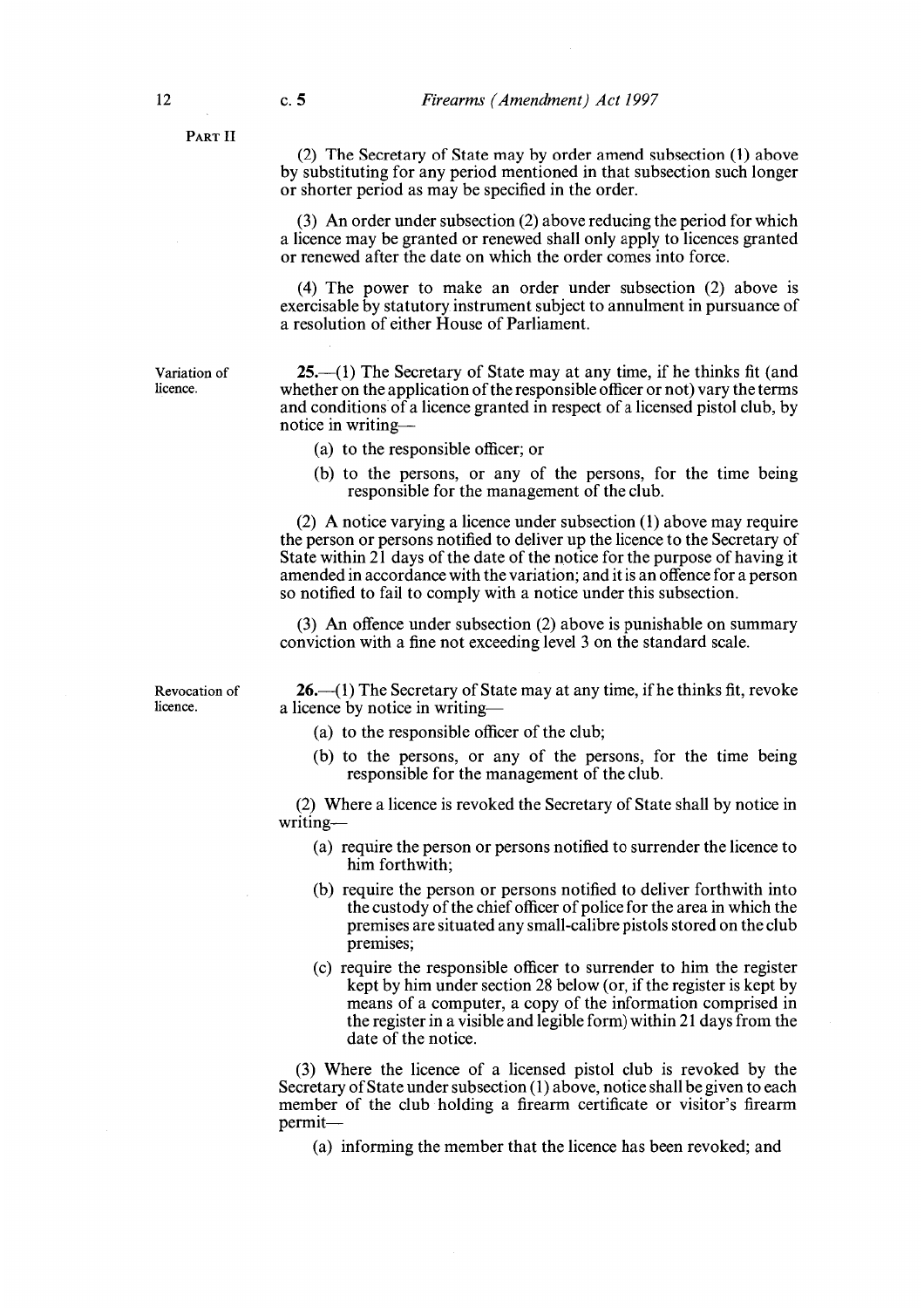PART II

(2) The Secretary of State may by order amend subsection (1) above by substituting for any period mentioned in that subsection such longer or shorter period as may be specified in the order.

(3) An order under subsection (2) above reducing the period for which a licence may be granted or renewed shall only apply to licences granted or renewed after the date on which the order comes into force.

(4) The power to make an order under subsection (2) above is exercisable by statutory instrument subject to annulment in pursuance of a resolution of either House of Parliament.

Variation of licence.

**25.**—(1) The Secretary of State may at any time, if he thinks fit (and whether on the application of the responsible officer or not) vary the terms and conditions of a licence granted in respect of a licensed pistol club, by notice in writing—

- (a) to the responsible officer; or
- (b) to the persons, or any of the persons, for the time being responsible for the management of the club.

(2) A notice varying a licence under subsection (1) above may require the person or persons notified to deliver up the licence to the Secretary of State within 21 days of the date of the notice for the purpose of having it amended in accordance with the variation; and it is an offence for a person so notified to fail to comply with a notice under this subsection.

(3) An offence under subsection (2) above is punishable on summary conviction with a fine not exceeding level 3 on the standard scale.

Revocation of licence.

**26.**—(1) The Secretary of State may at any time, if he thinks fit, revoke a licence by notice in writing—

- (a) to the responsible officer of the club;
- (b) to the persons, or any of the persons, for the time being responsible for the management of the club.

(2) Where a licence is revoked the Secretary of State shall by notice in writing—

- (a) require the person or persons notified to surrender the licence to him forthwith;
- (b) require the person or persons notified to deliver forthwith into the custody of the chief officer of police for the area in which the premises are situated any small-calibre pistols stored on the club premises;
- (c) require the responsible officer to surrender to him the register kept by him under section 28 below (or, if the register is kept by means of a computer, a copy of the information comprised in the register in a visible and legible form) within 21 days from the date of the notice.

(3) Where the licence of a licensed pistol club is revoked by the Secretary of State under subsection (1) above, notice shall be given to each member of the club holding a firearm certificate or visitor's firearm permit—

- (a) informing the member that the licence has been revoked; and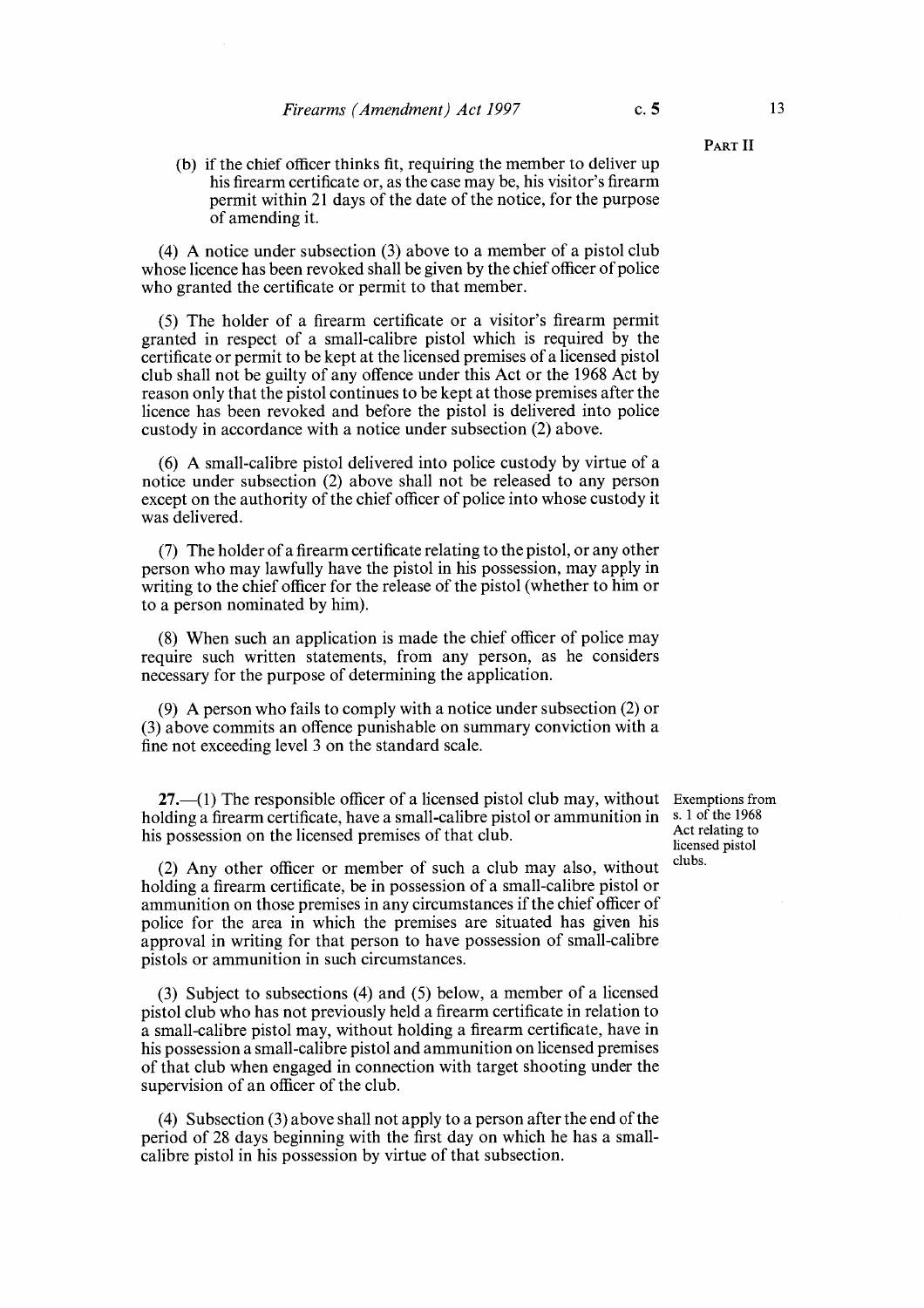(b) if the chief officer thinks fit, requiring the member to deliver up his firearm certificate or, as the case may be, his visitor's firearm permit within 21 days of the date of the notice, for the purpose of amending it.

(4) A notice under subsection (3) above to a member of a pistol club whose licence has been revoked shall be given by the chief officer of police who granted the certificate or permit to that member.

(5) The holder of a firearm certificate or a visitor's firearm permit granted in respect of a small-calibre pistol which is required by the certificate or permit to be kept at the licensed premises of a licensed pistol club shall not be guilty of any offence under this Act or the 1968 Act by reason only that the pistol continues to be kept at those premises after the licence has been revoked and before the pistol is delivered into police custody in accordance with a notice under subsection (2) above.

(6) A small-calibre pistol delivered into police custody by virtue of a notice under subsection (2) above shall not be released to any person except on the authority of the chief officer of police into whose custody it was delivered.

(7) The holder of a firearm certificate relating to the pistol, or any other person who may lawfully have the pistol in his possession, may apply in writing to the chief officer for the release of the pistol (whether to him or to a person nominated by him).

(8) When such an application is made the chief officer of police may require such written statements, from any person, as he considers necessary for the purpose of determining the application.

(9) A person who fails to comply with a notice under subsection (2) or (3) above commits an offence punishable on summary conviction with a fine not exceeding level 3 on the standard scale.

Exemptions from s. 1 of the 1968 Act relating to licensed pistol clubs.

**27.**—(1) The responsible officer of a licensed pistol club may, without holding a firearm certificate, have a small-calibre pistol or ammunition in his possession on the licensed premises of that club.

(2) Any other officer or member of such a club may also, without holding a firearm certificate, be in possession of a small-calibre pistol or ammunition on those premises in any circumstances if the chief officer of police for the area in which the premises are situated has given his approval in writing for that person to have possession of small-calibre pistols or ammunition in such circumstances.

(3) Subject to subsections (4) and (5) below, a member of a licensed pistol club who has not previously held a firearm certificate in relation to a small-calibre pistol may, without holding a firearm certificate, have in his possession a small-calibre pistol and ammunition on licensed premises of that club when engaged in connection with target shooting under the supervision of an officer of the club.

(4) Subsection (3) above shall not apply to a person after the end of the period of 28 days beginning with the first day on which he has a small-calibre pistol in his possession by virtue of that subsection.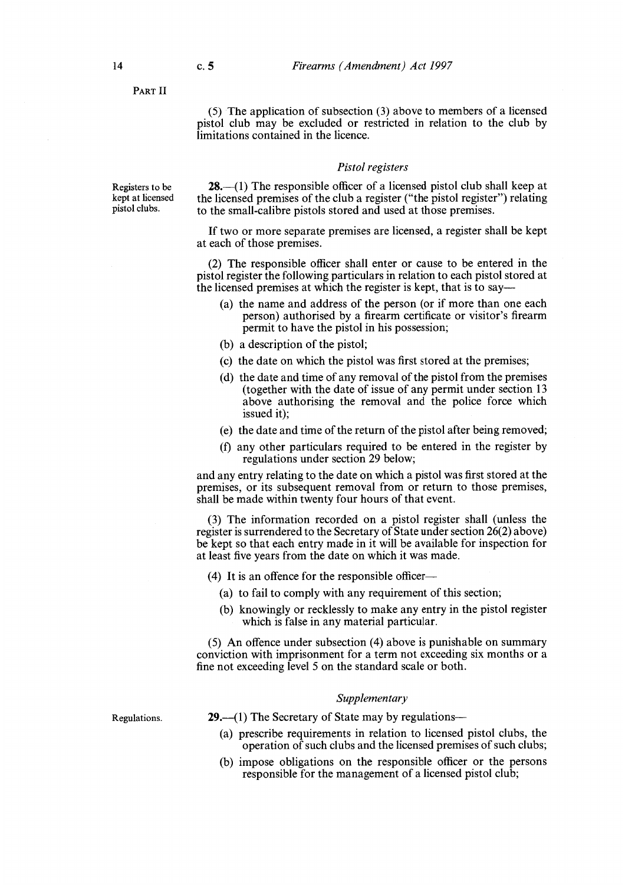PART II

(5) The application of subsection (3) above to members of a licensed pistol club may be excluded or restricted in relation to the club by limitations contained in the licence.

### *Pistol registers*

Registers to be kept at licensed pistol clubs.

**28.**—(1) The responsible officer of a licensed pistol club shall keep at the licensed premises of the club a register ("the pistol register") relating to the small-calibre pistols stored and used at those premises.

If two or more separate premises are licensed, a register shall be kept at each of those premises.

(2) The responsible officer shall enter or cause to be entered in the pistol register the following particulars in relation to each pistol stored at the licensed premises at which the register is kept, that is to say—

- (a) the name and address of the person (or if more than one each person) authorised by a firearm certificate or visitor's firearm permit to have the pistol in his possession;
- (b) a description of the pistol;
- (c) the date on which the pistol was first stored at the premises;
- (d) the date and time of any removal of the pistol from the premises (together with the date of issue of any permit under section 13 above authorising the removal and the police force which issued it);
- (e) the date and time of the return of the pistol after being removed;
- (f) any other particulars required to be entered in the register by regulations under section 29 below;

and any entry relating to the date on which a pistol was first stored at the premises, or its subsequent removal from or return to those premises, shall be made within twenty four hours of that event.

(3) The information recorded on a pistol register shall (unless the register is surrendered to the Secretary of State under section 26(2) above) be kept so that each entry made in it will be available for inspection for at least five years from the date on which it was made.

(4) It is an offence for the responsible officer—

- (a) to fail to comply with any requirement of this section;
- (b) knowingly or recklessly to make any entry in the pistol register which is false in any material particular.

(5) An offence under subsection (4) above is punishable on summary conviction with imprisonment for a term not exceeding six months or a fine not exceeding level 5 on the standard scale or both.

### *Supplementary*

Regulations.

**29.**—(1) The Secretary of State may by regulations—

- (a) prescribe requirements in relation to licensed pistol clubs, the operation of such clubs and the licensed premises of such clubs;
- (b) impose obligations on the responsible officer or the persons responsible for the management of a licensed pistol club;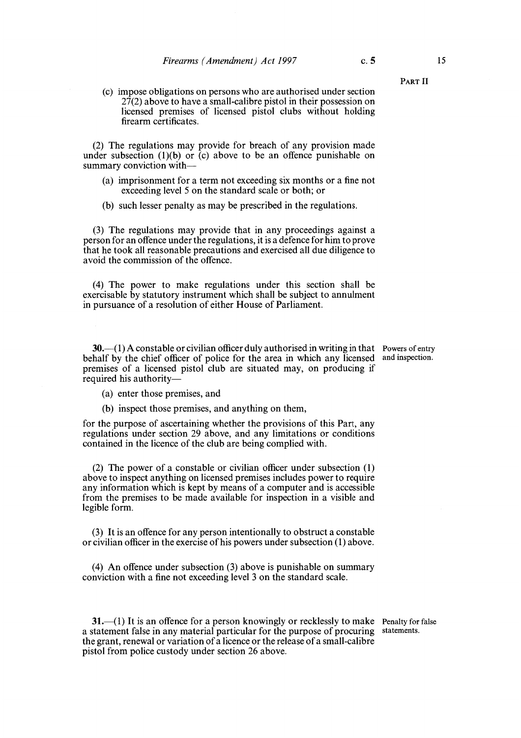(c) impose obligations on persons who are authorised under section 27(2) above to have a small-calibre pistol in their possession on licensed premises of licensed pistol clubs without holding firearm certificates.

(2) The regulations may provide for breach of any provision made under subsection (1)(b) or (c) above to be an offence punishable on summary conviction with—

(a) imprisonment for a term not exceeding six months or a fine not exceeding level 5 on the standard scale or both; or

(b) such lesser penalty as may be prescribed in the regulations.

(3) The regulations may provide that in any proceedings against a person for an offence under the regulations, it is a defence for him to prove that he took all reasonable precautions and exercised all due diligence to avoid the commission of the offence.

(4) The power to make regulations under this section shall be exercisable by statutory instrument which shall be subject to annulment in pursuance of a resolution of either House of Parliament.

Powers of entry and inspection.

**30.**—(1) A constable or civilian officer duly authorised in writing in that behalf by the chief officer of police for the area in which any licensed premises of a licensed pistol club are situated may, on producing if required his authority—

(a) enter those premises, and

(b) inspect those premises, and anything on them,

for the purpose of ascertaining whether the provisions of this Part, any regulations under section 29 above, and any limitations or conditions contained in the licence of the club are being complied with.

(2) The power of a constable or civilian officer under subsection (1) above to inspect anything on licensed premises includes power to require any information which is kept by means of a computer and is accessible from the premises to be made available for inspection in a visible and legible form.

(3) It is an offence for any person intentionally to obstruct a constable or civilian officer in the exercise of his powers under subsection (1) above.

(4) An offence under subsection (3) above is punishable on summary conviction with a fine not exceeding level 3 on the standard scale.

Penalty for false statements.

**31.**—(1) It is an offence for a person knowingly or recklessly to make a statement false in any material particular for the purpose of procuring the grant, renewal or variation of a licence or the release of a small-calibre pistol from police custody under section 26 above.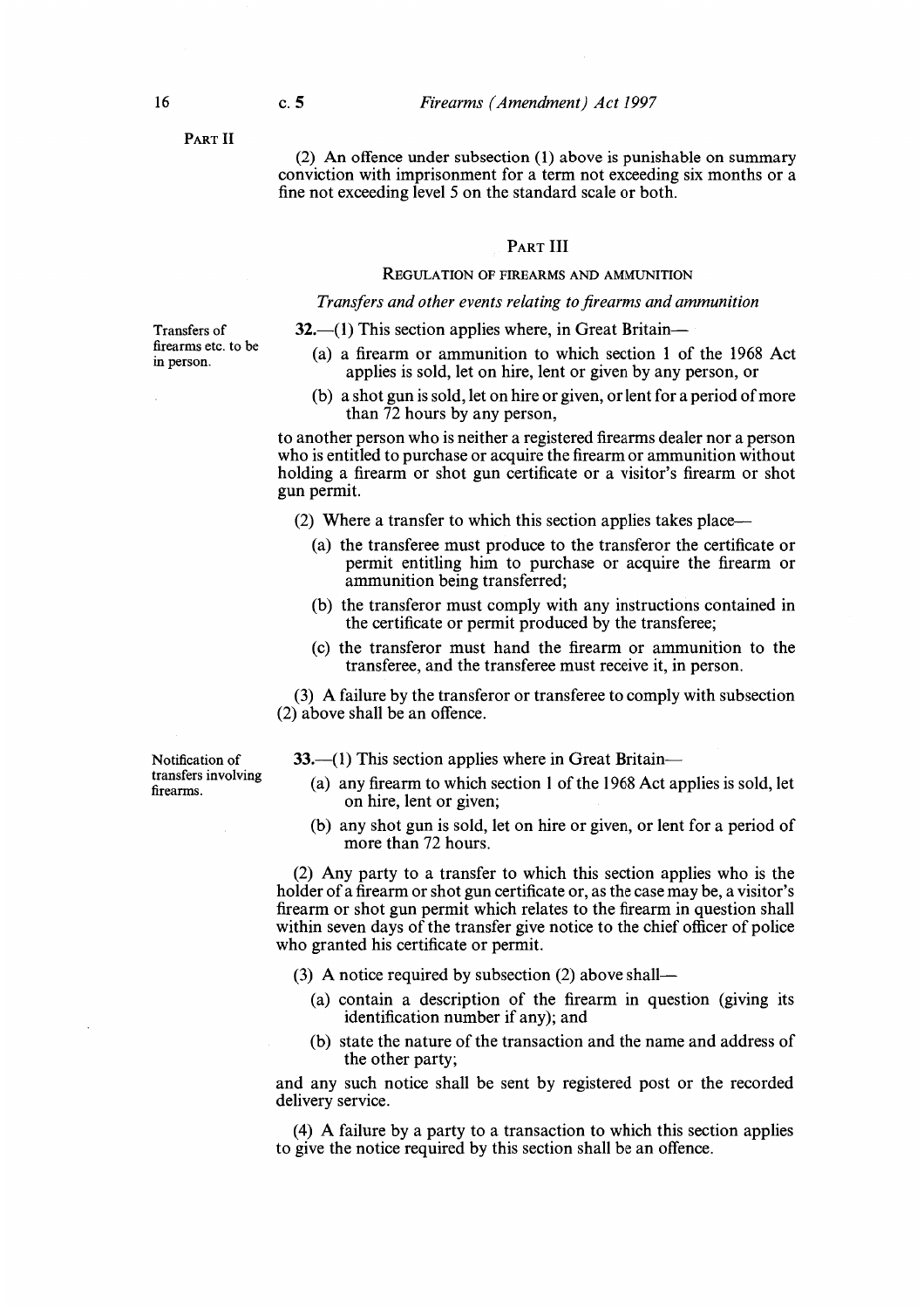PART II

(2) An offence under subsection (1) above is punishable on summary conviction with imprisonment for a term not exceeding six months or a fine not exceeding level 5 on the standard scale or both.

## PART III

### REGULATION OF FIREARMS AND AMMUNITION

*Transfers and other events relating to firearms and ammunition*

Transfers of firearms etc. to be in person.

**32.**—(1) This section applies where, in Great Britain—

(a) a firearm or ammunition to which section 1 of the 1968 Act applies is sold, let on hire, lent or given by any person, or

(b) a shot gun is sold, let on hire or given, or lent for a period of more than 72 hours by any person,

to another person who is neither a registered firearms dealer nor a person who is entitled to purchase or acquire the firearm or ammunition without holding a firearm or shot gun certificate or a visitor's firearm or shot gun permit.

(2) Where a transfer to which this section applies takes place—

(a) the transferee must produce to the transferor the certificate or permit entitling him to purchase or acquire the firearm or ammunition being transferred;

(b) the transferor must comply with any instructions contained in the certificate or permit produced by the transferee;

(c) the transferor must hand the firearm or ammunition to the transferee, and the transferee must receive it, in person.

(3) A failure by the transferor or transferee to comply with subsection (2) above shall be an offence.

Notification of transfers involving firearms.

**33.**—(1) This section applies where in Great Britain—

(a) any firearm to which section 1 of the 1968 Act applies is sold, let on hire, lent or given;

(b) any shot gun is sold, let on hire or given, or lent for a period of more than 72 hours.

(2) Any party to a transfer to which this section applies who is the holder of a firearm or shot gun certificate or, as the case may be, a visitor's firearm or shot gun permit which relates to the firearm in question shall within seven days of the transfer give notice to the chief officer of police who granted his certificate or permit.

(3) A notice required by subsection (2) above shall—

(a) contain a description of the firearm in question (giving its identification number if any); and

(b) state the nature of the transaction and the name and address of the other party;

and any such notice shall be sent by registered post or the recorded delivery service.

(4) A failure by a party to a transaction to which this section applies to give the notice required by this section shall be an offence.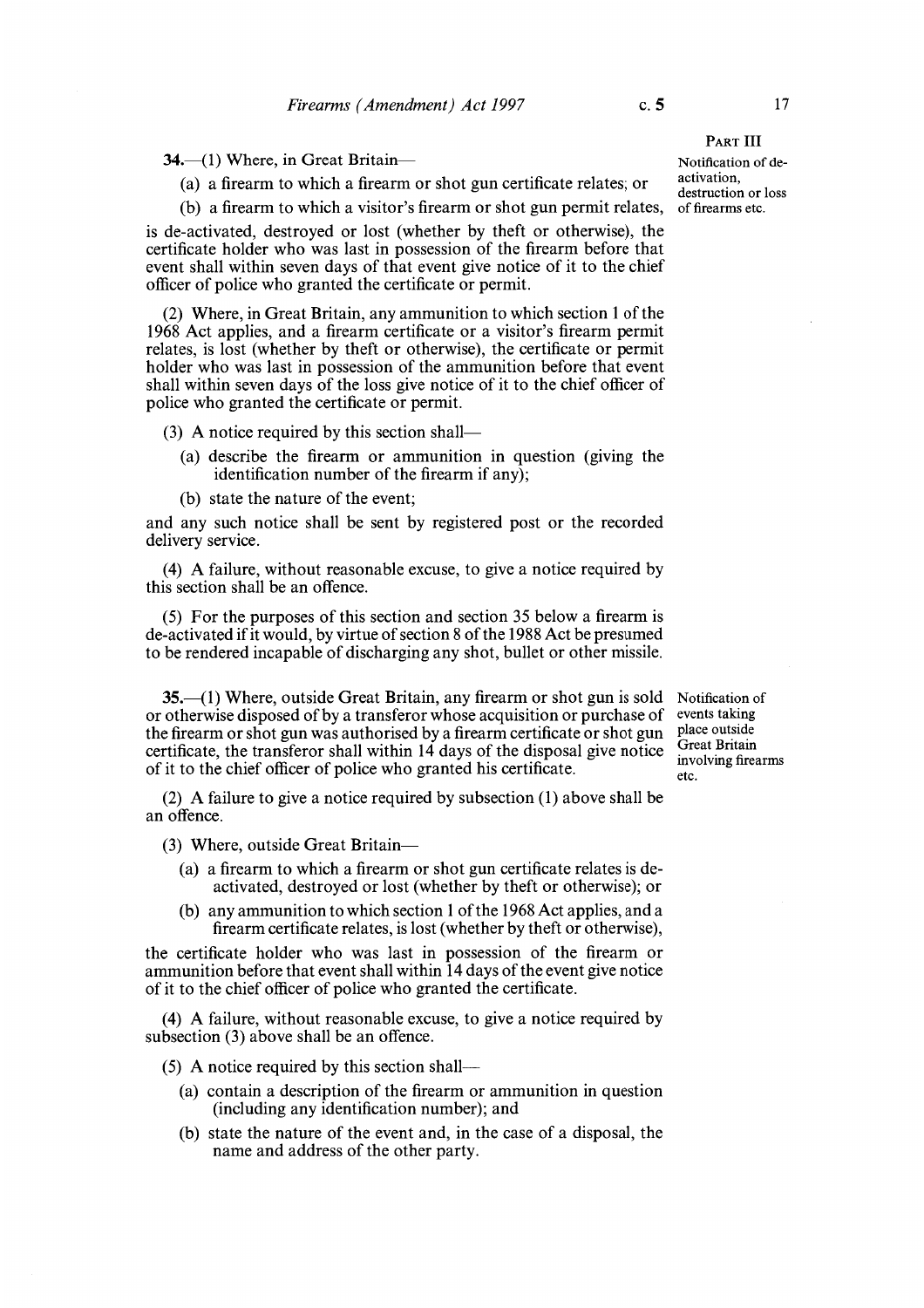PART III

**34.**—(1) Where, in Great Britain—

(a) a firearm to which a firearm or shot gun certificate relates; or

(b) a firearm to which a visitor's firearm or shot gun permit relates,

is de-activated, destroyed or lost (whether by theft or otherwise), the certificate holder who was last in possession of the firearm before that event shall within seven days of that event give notice of it to the chief officer of police who granted the certificate or permit.

*Notification of de-activation, destruction or loss of firearms etc.*

(2) Where, in Great Britain, any ammunition to which section 1 of the 1968 Act applies, and a firearm certificate or a visitor's firearm permit relates, is lost (whether by theft or otherwise), the certificate or permit holder who was last in possession of the ammunition before that event shall within seven days of the loss give notice of it to the chief officer of police who granted the certificate or permit.

(3) A notice required by this section shall—

(a) describe the firearm or ammunition in question (giving the identification number of the firearm if any);

(b) state the nature of the event;

and any such notice shall be sent by registered post or the recorded delivery service.

(4) A failure, without reasonable excuse, to give a notice required by this section shall be an offence.

(5) For the purposes of this section and section 35 below a firearm is de-activated if it would, by virtue of section 8 of the 1988 Act be presumed to be rendered incapable of discharging any shot, bullet or other missile.

**35.**—(1) Where, outside Great Britain, any firearm or shot gun is sold or otherwise disposed of by a transferor whose acquisition or purchase of the firearm or shot gun was authorised by a firearm certificate or shot gun certificate, the transferor shall within 14 days of the disposal give notice of it to the chief officer of police who granted his certificate.

*Notification of events taking place outside Great Britain involving firearms etc.*

(2) A failure to give a notice required by subsection (1) above shall be an offence.

(3) Where, outside Great Britain—

(a) a firearm to which a firearm or shot gun certificate relates is de-activated, destroyed or lost (whether by theft or otherwise); or

(b) any ammunition to which section 1 of the 1968 Act applies, and a firearm certificate relates, is lost (whether by theft or otherwise),

the certificate holder who was last in possession of the firearm or ammunition before that event shall within 14 days of the event give notice of it to the chief officer of police who granted the certificate.

(4) A failure, without reasonable excuse, to give a notice required by subsection (3) above shall be an offence.

(5) A notice required by this section shall—

(a) contain a description of the firearm or ammunition in question (including any identification number); and

(b) state the nature of the event and, in the case of a disposal, the name and address of the other party.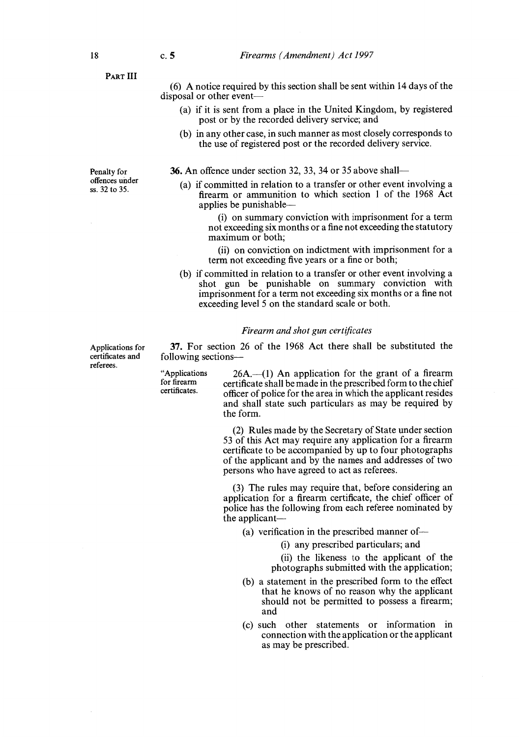PART III

(6) A notice required by this section shall be sent within 14 days of the disposal or other event—

(a) if it is sent from a place in the United Kingdom, by registered post or by the recorded delivery service; and

(b) in any other case, in such manner as most closely corresponds to the use of registered post or the recorded delivery service.

Penalty for offences under ss. 32 to 35.

**36.** An offence under section 32, 33, 34 or 35 above shall—

(a) if committed in relation to a transfer or other event involving a firearm or ammunition to which section 1 of the 1968 Act applies be punishable—

(i) on summary conviction with imprisonment for a term not exceeding six months or a fine not exceeding the statutory maximum or both;

(ii) on conviction on indictment with imprisonment for a term not exceeding five years or a fine or both;

(b) if committed in relation to a transfer or other event involving a shot gun be punishable on summary conviction with imprisonment for a term not exceeding six months or a fine not exceeding level 5 on the standard scale or both.

*Firearm and shot gun certificates*

Applications for certificates and referees.

**37.** For section 26 of the 1968 Act there shall be substituted the following sections—

"Applications for firearm certificates.

26A.—(1) An application for the grant of a firearm certificate shall be made in the prescribed form to the chief officer of police for the area in which the applicant resides and shall state such particulars as may be required by the form.

(2) Rules made by the Secretary of State under section 53 of this Act may require any application for a firearm certificate to be accompanied by up to four photographs of the applicant and by the names and addresses of two persons who have agreed to act as referees.

(3) The rules may require that, before considering an application for a firearm certificate, the chief officer of police has the following from each referee nominated by the applicant—

(a) verification in the prescribed manner of—

(i) any prescribed particulars; and

(ii) the likeness to the applicant of the photographs submitted with the application;

(b) a statement in the prescribed form to the effect that he knows of no reason why the applicant should not be permitted to possess a firearm; and

(c) such other statements or information in connection with the application or the applicant as may be prescribed.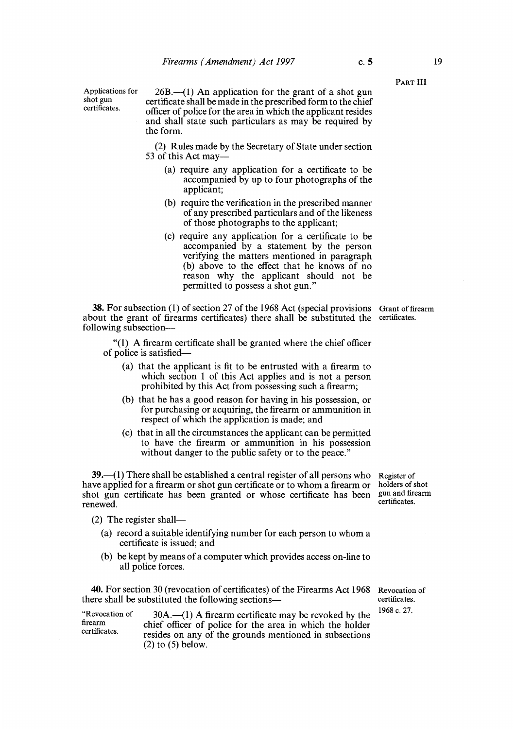Applications for shot gun certificates.

26B.—(1) An application for the grant of a shot gun certificate shall be made in the prescribed form to the chief officer of police for the area in which the applicant resides and shall state such particulars as may be required by the form.

(2) Rules made by the Secretary of State under section 53 of this Act may—

(a) require any application for a certificate to be accompanied by up to four photographs of the applicant;

(b) require the verification in the prescribed manner of any prescribed particulars and of the likeness of those photographs to the applicant;

(c) require any application for a certificate to be accompanied by a statement by the person verifying the matters mentioned in paragraph (b) above to the effect that he knows of no reason why the applicant should not be permitted to possess a shot gun."

Grant of firearm certificates.

**38.** For subsection (1) of section 27 of the 1968 Act (special provisions about the grant of firearms certificates) there shall be substituted the following subsection—

"(1) A firearm certificate shall be granted where the chief officer of police is satisfied—

(a) that the applicant is fit to be entrusted with a firearm to which section 1 of this Act applies and is not a person prohibited by this Act from possessing such a firearm;

(b) that he has a good reason for having in his possession, or for purchasing or acquiring, the firearm or ammunition in respect of which the application is made; and

(c) that in all the circumstances the applicant can be permitted to have the firearm or ammunition in his possession without danger to the public safety or to the peace."

Register of holders of shot gun and firearm certificates.

**39.**—(1) There shall be established a central register of all persons who have applied for a firearm or shot gun certificate or to whom a firearm or shot gun certificate has been granted or whose certificate has been renewed.

(2) The register shall—

(a) record a suitable identifying number for each person to whom a certificate is issued; and

(b) be kept by means of a computer which provides access on-line to all police forces.

Revocation of certificates.

1968 c. 27.

**40.** For section 30 (revocation of certificates) of the Firearms Act 1968 there shall be substituted the following sections—

"Revocation of firearm certificates.

30A.—(1) A firearm certificate may be revoked by the chief officer of police for the area in which the holder resides on any of the grounds mentioned in subsections (2) to (5) below.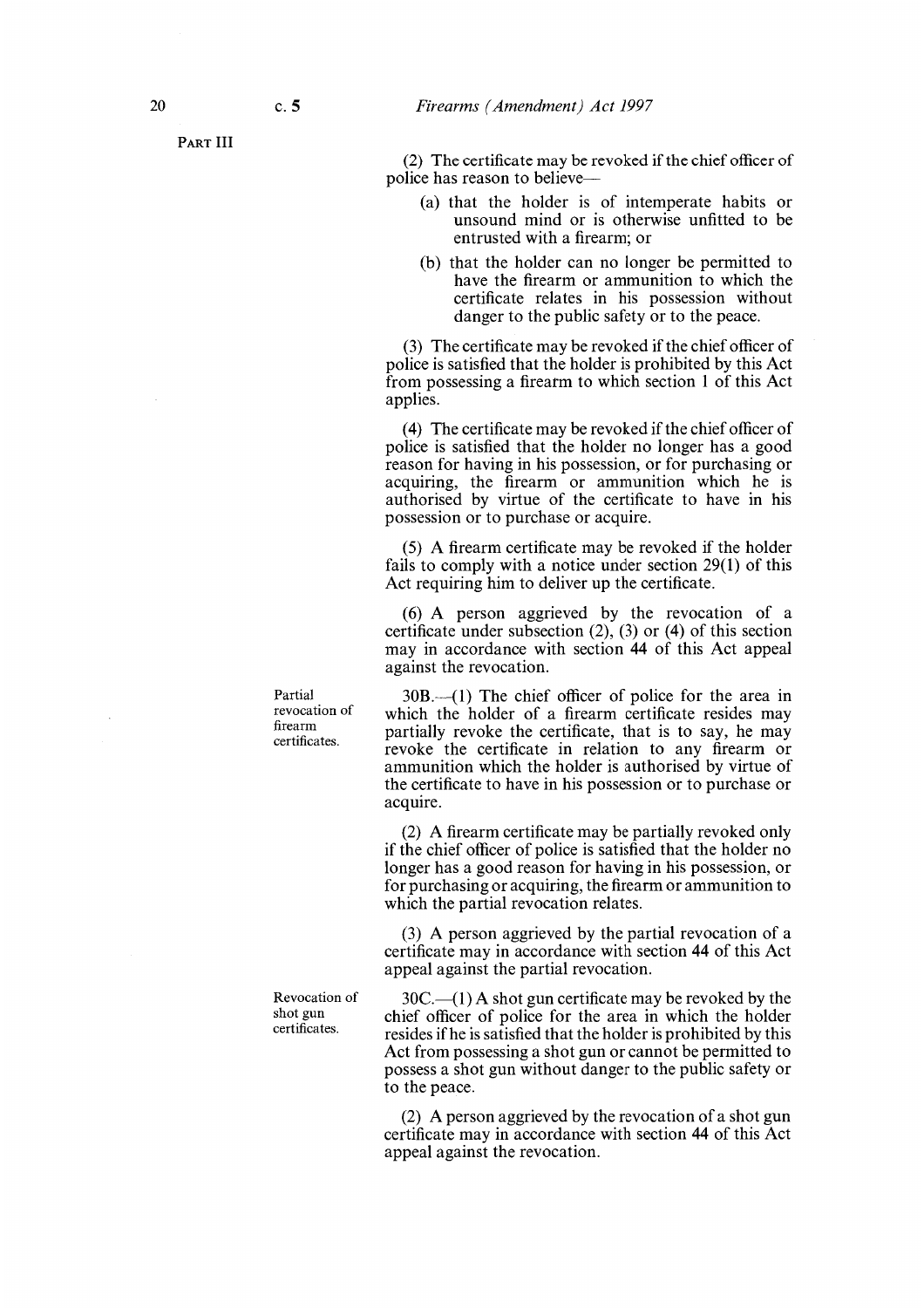(2) The certificate may be revoked if the chief officer of police has reason to believe—

(a) that the holder is of intemperate habits or unsound mind or is otherwise unfitted to be entrusted with a firearm; or

(b) that the holder can no longer be permitted to have the firearm or ammunition to which the certificate relates in his possession without danger to the public safety or to the peace.

(3) The certificate may be revoked if the chief officer of police is satisfied that the holder is prohibited by this Act from possessing a firearm to which section 1 of this Act applies.

(4) The certificate may be revoked if the chief officer of police is satisfied that the holder no longer has a good reason for having in his possession, or for purchasing or acquiring, the firearm or ammunition which he is authorised by virtue of the certificate to have in his possession or to purchase or acquire.

(5) A firearm certificate may be revoked if the holder fails to comply with a notice under section 29(1) of this Act requiring him to deliver up the certificate.

(6) A person aggrieved by the revocation of a certificate under subsection (2), (3) or (4) of this section may in accordance with section 44 of this Act appeal against the revocation.

Partial revocation of firearm certificates.

30B.—(1) The chief officer of police for the area in which the holder of a firearm certificate resides may partially revoke the certificate, that is to say, he may revoke the certificate in relation to any firearm or ammunition which the holder is authorised by virtue of the certificate to have in his possession or to purchase or acquire.

(2) A firearm certificate may be partially revoked only if the chief officer of police is satisfied that the holder no longer has a good reason for having in his possession, or for purchasing or acquiring, the firearm or ammunition to which the partial revocation relates.

(3) A person aggrieved by the partial revocation of a certificate may in accordance with section 44 of this Act appeal against the partial revocation.

Revocation of shot gun certificates.

30C.—(1) A shot gun certificate may be revoked by the chief officer of police for the area in which the holder resides if he is satisfied that the holder is prohibited by this Act from possessing a shot gun or cannot be permitted to possess a shot gun without danger to the public safety or to the peace.

(2) A person aggrieved by the revocation of a shot gun certificate may in accordance with section 44 of this Act appeal against the revocation.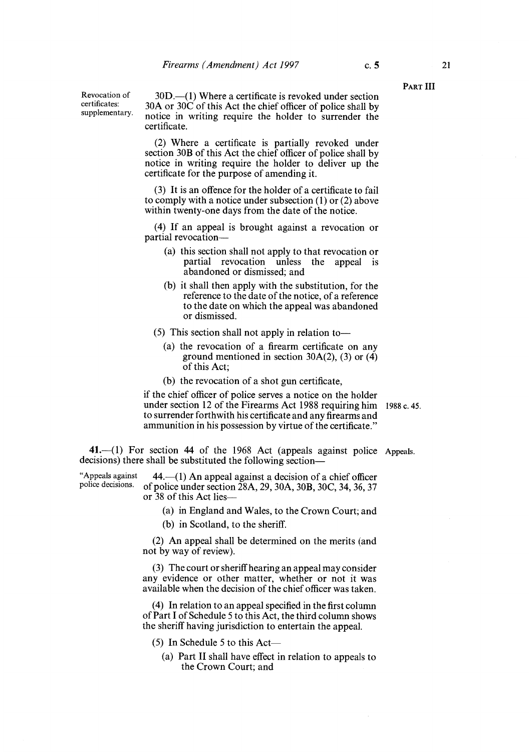PART III

Revocation of certificates: supplementary.

30D.—(1) Where a certificate is revoked under section 30A or 30C of this Act the chief officer of police shall by notice in writing require the holder to surrender the certificate.

(2) Where a certificate is partially revoked under section 30B of this Act the chief officer of police shall by notice in writing require the holder to deliver up the certificate for the purpose of amending it.

(3) It is an offence for the holder of a certificate to fail to comply with a notice under subsection (1) or (2) above within twenty-one days from the date of the notice.

(4) If an appeal is brought against a revocation or partial revocation—

- (a) this section shall not apply to that revocation or partial revocation unless the appeal is abandoned or dismissed; and
- (b) it shall then apply with the substitution, for the reference to the date of the notice, of a reference to the date on which the appeal was abandoned or dismissed.

(5) This section shall not apply in relation to—

- (a) the revocation of a firearm certificate on any ground mentioned in section 30A(2), (3) or (4) of this Act;
- (b) the revocation of a shot gun certificate,

if the chief officer of police serves a notice on the holder under section 12 of the Firearms Act 1988 requiring him to surrender forthwith his certificate and any firearms and ammunition in his possession by virtue of the certificate."

1988 c. 45.

Appeals.

**41.**—(1) For section 44 of the 1968 Act (appeals against police decisions) there shall be substituted the following section—

"Appeals against police decisions.

44.—(1) An appeal against a decision of a chief officer of police under section 28A, 29, 30A, 30B, 30C, 34, 36, 37 or 38 of this Act lies—

- (a) in England and Wales, to the Crown Court; and
- (b) in Scotland, to the sheriff.

(2) An appeal shall be determined on the merits (and not by way of review).

(3) The court or sheriff hearing an appeal may consider any evidence or other matter, whether or not it was available when the decision of the chief officer was taken.

(4) In relation to an appeal specified in the first column of Part I of Schedule 5 to this Act, the third column shows the sheriff having jurisdiction to entertain the appeal.

(5) In Schedule 5 to this Act—

- (a) Part II shall have effect in relation to appeals to the Crown Court; and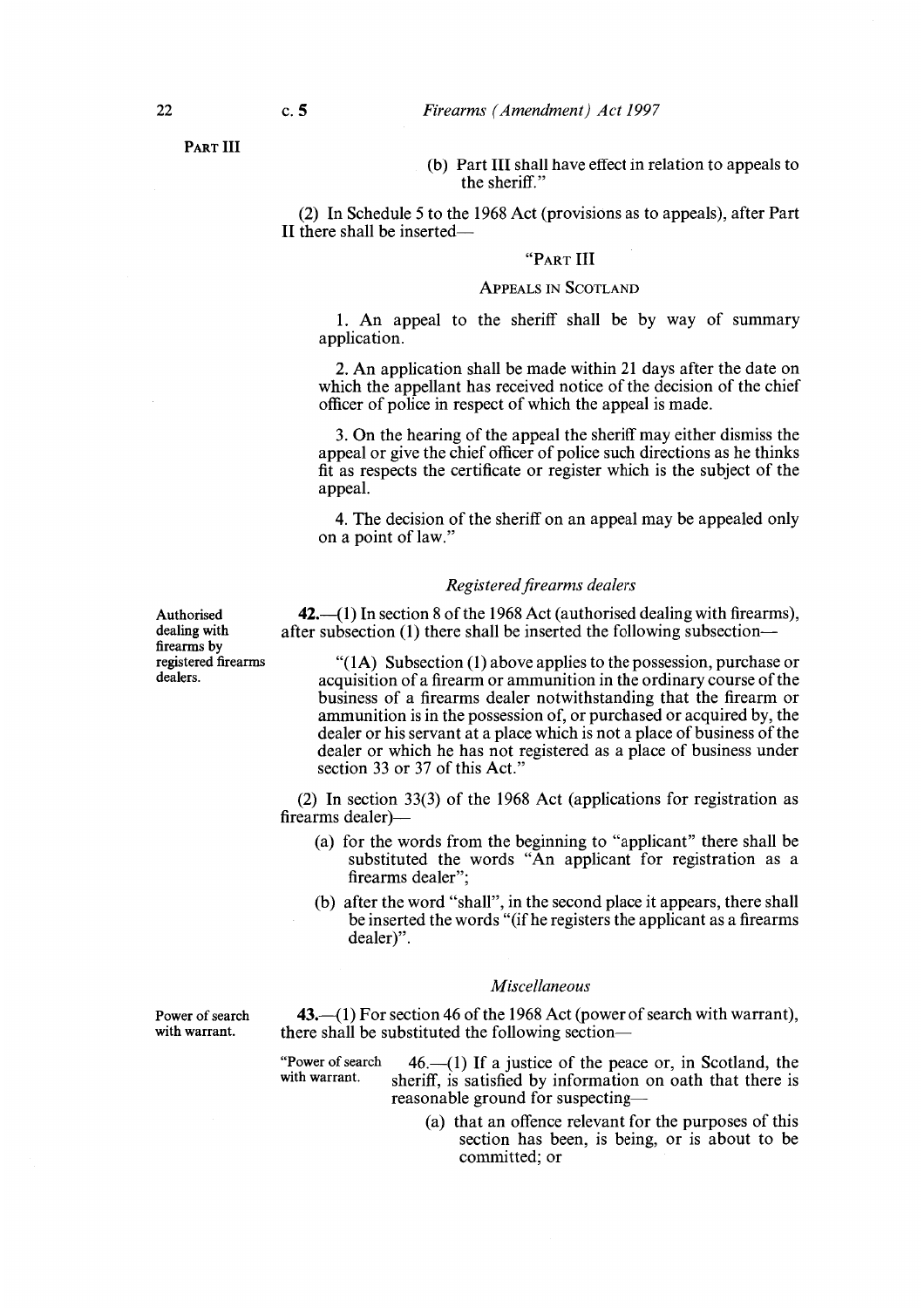PART III

(b) Part III shall have effect in relation to appeals to the sheriff."

(2) In Schedule 5 to the 1968 Act (provisions as to appeals), after Part II there shall be inserted—

"PART III

APPEALS IN SCOTLAND

1. An appeal to the sheriff shall be by way of summary application.

2. An application shall be made within 21 days after the date on which the appellant has received notice of the decision of the chief officer of police in respect of which the appeal is made.

3. On the hearing of the appeal the sheriff may either dismiss the appeal or give the chief officer of police such directions as he thinks fit as respects the certificate or register which is the subject of the appeal.

4. The decision of the sheriff on an appeal may be appealed only on a point of law."

*Registered firearms dealers*

Authorised dealing with firearms by registered firearms dealers.

**42.**—(1) In section 8 of the 1968 Act (authorised dealing with firearms), after subsection (1) there shall be inserted the following subsection—

"(1A) Subsection (1) above applies to the possession, purchase or acquisition of a firearm or ammunition in the ordinary course of the business of a firearms dealer notwithstanding that the firearm or ammunition is in the possession of, or purchased or acquired by, the dealer or his servant at a place which is not a place of business of the dealer or which he has not registered as a place of business under section 33 or 37 of this Act."

(2) In section 33(3) of the 1968 Act (applications for registration as firearms dealer)—

(a) for the words from the beginning to "applicant" there shall be substituted the words "An applicant for registration as a firearms dealer";

(b) after the word "shall", in the second place it appears, there shall be inserted the words "(if he registers the applicant as a firearms dealer)".

*Miscellaneous*

Power of search with warrant.

**43.**—(1) For section 46 of the 1968 Act (power of search with warrant), there shall be substituted the following section—

"Power of search with warrant.

46.—(1) If a justice of the peace or, in Scotland, the sheriff, is satisfied by information on oath that there is reasonable ground for suspecting—

(a) that an offence relevant for the purposes of this section has been, is being, or is about to be committed; or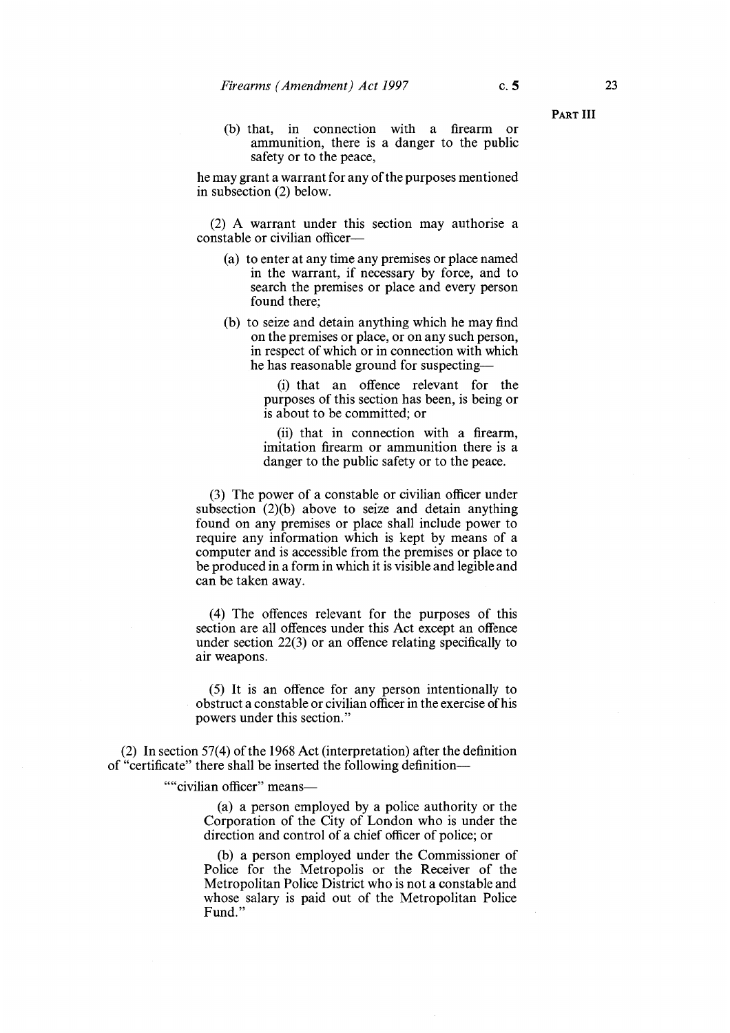(b) that, in connection with a firearm or ammunition, there is a danger to the public safety or to the peace,

he may grant a warrant for any of the purposes mentioned in subsection (2) below.

(2) A warrant under this section may authorise a constable or civilian officer—

(a) to enter at any time any premises or place named in the warrant, if necessary by force, and to search the premises or place and every person found there;

(b) to seize and detain anything which he may find on the premises or place, or on any such person, in respect of which or in connection with which he has reasonable ground for suspecting—

(i) that an offence relevant for the purposes of this section has been, is being or is about to be committed; or

(ii) that in connection with a firearm, imitation firearm or ammunition there is a danger to the public safety or to the peace.

(3) The power of a constable or civilian officer under subsection (2)(b) above to seize and detain anything found on any premises or place shall include power to require any information which is kept by means of a computer and is accessible from the premises or place to be produced in a form in which it is visible and legible and can be taken away.

(4) The offences relevant for the purposes of this section are all offences under this Act except an offence under section 22(3) or an offence relating specifically to air weapons.

(5) It is an offence for any person intentionally to obstruct a constable or civilian officer in the exercise of his powers under this section."

(2) In section 57(4) of the 1968 Act (interpretation) after the definition of "certificate" there shall be inserted the following definition—

""civilian officer" means—

(a) a person employed by a police authority or the Corporation of the City of London who is under the direction and control of a chief officer of police; or

(b) a person employed under the Commissioner of Police for the Metropolis or the Receiver of the Metropolitan Police District who is not a constable and whose salary is paid out of the Metropolitan Police Fund."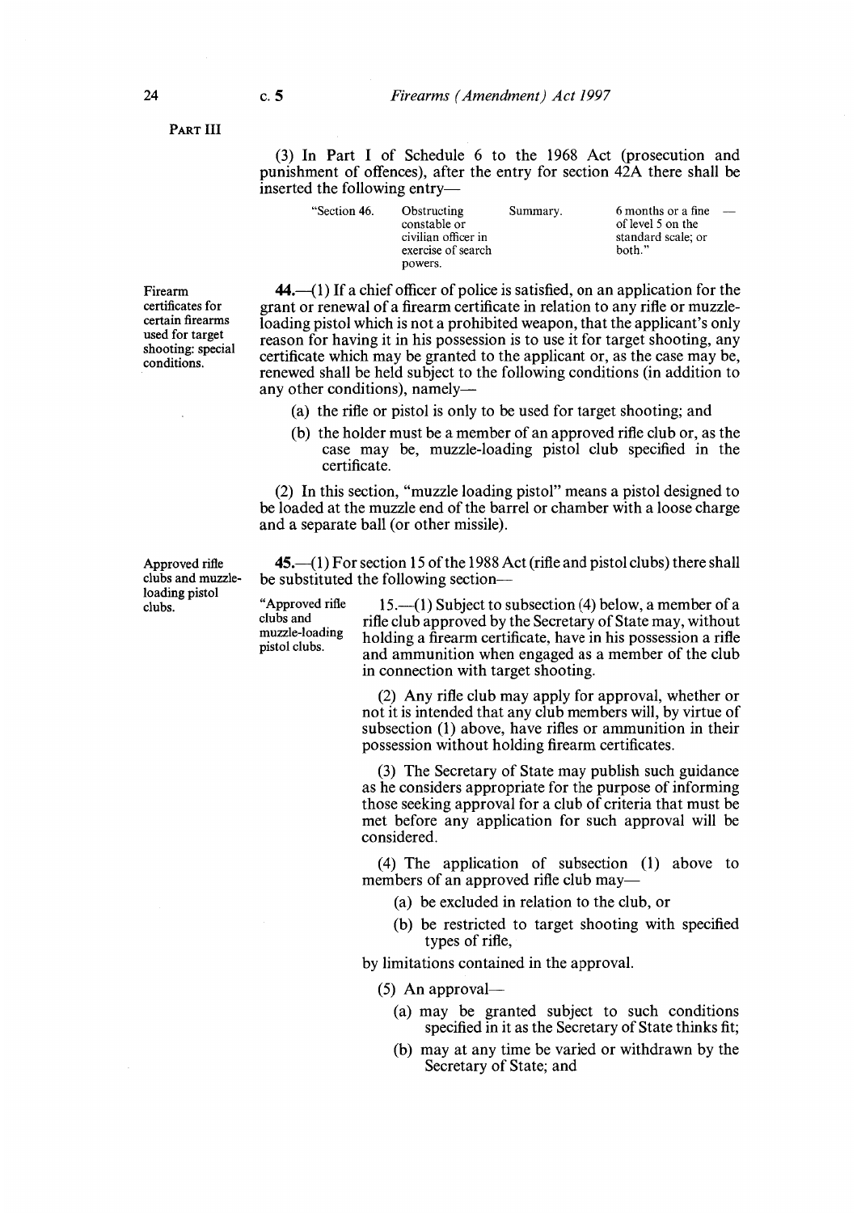PART III

(3) In Part I of Schedule 6 to the 1968 Act (prosecution and punishment of offences), after the entry for section 42A there shall be inserted the following entry—

| "Section 46. | Obstructing constable or civilian officer in exercise of search powers. | Summary. | 6 months or a fine of level 5 on the standard scale; or both." | — |
|---|---|---|---|---|

**Firearm certificates for certain firearms used for target shooting: special conditions.**

**44.**—(1) If a chief officer of police is satisfied, on an application for the grant or renewal of a firearm certificate in relation to any rifle or muzzle-loading pistol which is not a prohibited weapon, that the applicant's only reason for having it in his possession is to use it for target shooting, any certificate which may be granted to the applicant or, as the case may be, renewed shall be held subject to the following conditions (in addition to any other conditions), namely—

(a) the rifle or pistol is only to be used for target shooting; and

(b) the holder must be a member of an approved rifle club or, as the case may be, muzzle-loading pistol club specified in the certificate.

(2) In this section, "muzzle loading pistol" means a pistol designed to be loaded at the muzzle end of the barrel or chamber with a loose charge and a separate ball (or other missile).

**Approved rifle clubs and muzzle-loading pistol clubs.**

**45.**—(1) For section 15 of the 1988 Act (rifle and pistol clubs) there shall be substituted the following section—

"Approved rifle clubs and muzzle-loading pistol clubs.

15.—(1) Subject to subsection (4) below, a member of a rifle club approved by the Secretary of State may, without holding a firearm certificate, have in his possession a rifle and ammunition when engaged as a member of the club in connection with target shooting.

(2) Any rifle club may apply for approval, whether or not it is intended that any club members will, by virtue of subsection (1) above, have rifles or ammunition in their possession without holding firearm certificates.

(3) The Secretary of State may publish such guidance as he considers appropriate for the purpose of informing those seeking approval for a club of criteria that must be met before any application for such approval will be considered.

(4) The application of subsection (1) above to members of an approved rifle club may—

(a) be excluded in relation to the club, or

(b) be restricted to target shooting with specified types of rifle,

by limitations contained in the approval.

(5) An approval—

(a) may be granted subject to such conditions specified in it as the Secretary of State thinks fit;

(b) may at any time be varied or withdrawn by the Secretary of State; and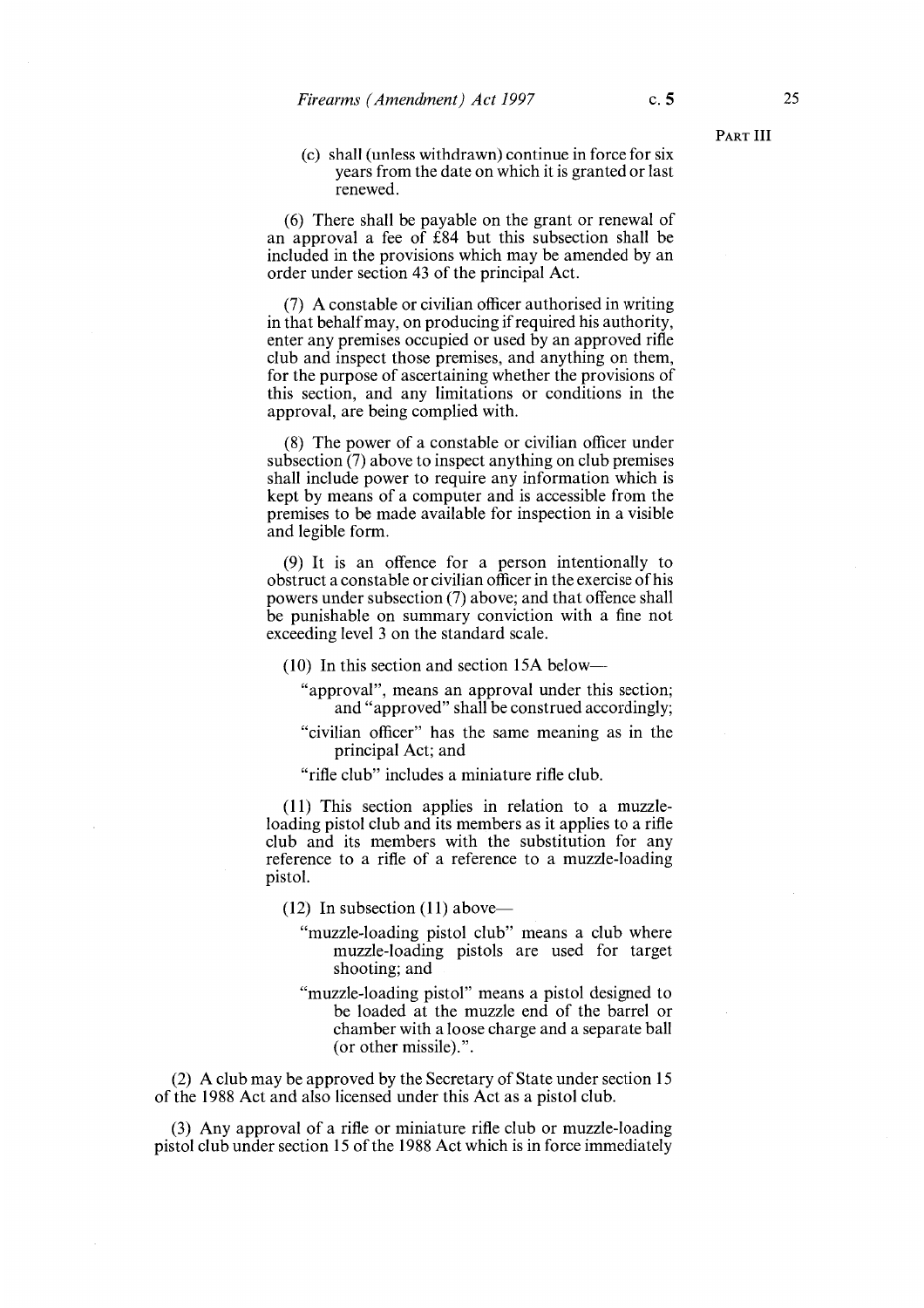(c) shall (unless withdrawn) continue in force for six years from the date on which it is granted or last renewed.

(6) There shall be payable on the grant or renewal of an approval a fee of £84 but this subsection shall be included in the provisions which may be amended by an order under section 43 of the principal Act.

(7) A constable or civilian officer authorised in writing in that behalf may, on producing if required his authority, enter any premises occupied or used by an approved rifle club and inspect those premises, and anything on them, for the purpose of ascertaining whether the provisions of this section, and any limitations or conditions in the approval, are being complied with.

(8) The power of a constable or civilian officer under subsection (7) above to inspect anything on club premises shall include power to require any information which is kept by means of a computer and is accessible from the premises to be made available for inspection in a visible and legible form.

(9) It is an offence for a person intentionally to obstruct a constable or civilian officer in the exercise of his powers under subsection (7) above; and that offence shall be punishable on summary conviction with a fine not exceeding level 3 on the standard scale.

(10) In this section and section 15A below—

"approval", means an approval under this section; and "approved" shall be construed accordingly;

"civilian officer" has the same meaning as in the principal Act; and

"rifle club" includes a miniature rifle club.

(11) This section applies in relation to a muzzle-loading pistol club and its members as it applies to a rifle club and its members with the substitution for any reference to a rifle of a reference to a muzzle-loading pistol.

(12) In subsection (11) above—

"muzzle-loading pistol club" means a club where muzzle-loading pistols are used for target shooting; and

"muzzle-loading pistol" means a pistol designed to be loaded at the muzzle end of the barrel or chamber with a loose charge and a separate ball (or other missile).".

(2) A club may be approved by the Secretary of State under section 15 of the 1988 Act and also licensed under this Act as a pistol club.

(3) Any approval of a rifle or miniature rifle club or muzzle-loading pistol club under section 15 of the 1988 Act which is in force immediately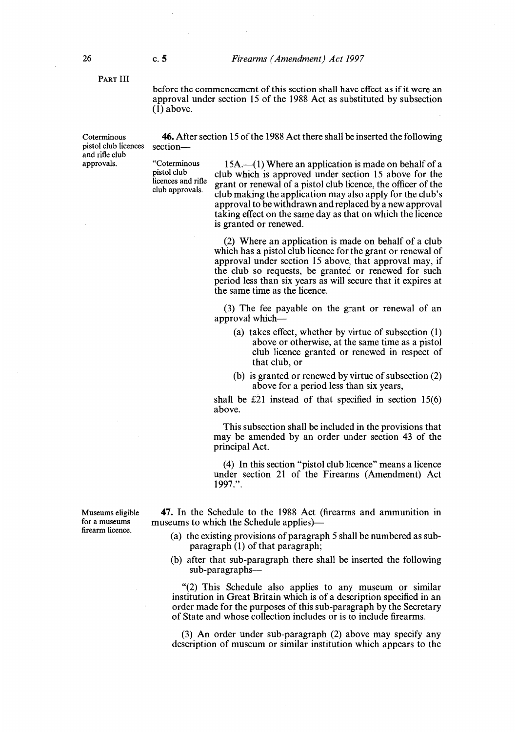PART III

before the commencement of this section shall have effect as if it were an approval under section 15 of the 1988 Act as substituted by subsection (1) above.

Coterminous pistol club licences and rifle club approvals.

**46.** After section 15 of the 1988 Act there shall be inserted the following section—

"Coterminous pistol club licences and rifle club approvals.

15A.—(1) Where an application is made on behalf of a club which is approved under section 15 above for the grant or renewal of a pistol club licence, the officer of the club making the application may also apply for the club's approval to be withdrawn and replaced by a new approval taking effect on the same day as that on which the licence is granted or renewed.

(2) Where an application is made on behalf of a club which has a pistol club licence for the grant or renewal of approval under section 15 above, that approval may, if the club so requests, be granted or renewed for such period less than six years as will secure that it expires at the same time as the licence.

(3) The fee payable on the grant or renewal of an approval which—

(a) takes effect, whether by virtue of subsection (1) above or otherwise, at the same time as a pistol club licence granted or renewed in respect of that club, or

(b) is granted or renewed by virtue of subsection (2) above for a period less than six years,

shall be £21 instead of that specified in section 15(6) above.

This subsection shall be included in the provisions that may be amended by an order under section 43 of the principal Act.

(4) In this section "pistol club licence" means a licence under section 21 of the Firearms (Amendment) Act 1997.".

Museums eligible for a museums firearm licence.

**47.** In the Schedule to the 1988 Act (firearms and ammunition in museums to which the Schedule applies)—

(a) the existing provisions of paragraph 5 shall be numbered as sub-paragraph (1) of that paragraph;

(b) after that sub-paragraph there shall be inserted the following sub-paragraphs—

"(2) This Schedule also applies to any museum or similar institution in Great Britain which is of a description specified in an order made for the purposes of this sub-paragraph by the Secretary of State and whose collection includes or is to include firearms.

(3) An order under sub-paragraph (2) above may specify any description of museum or similar institution which appears to the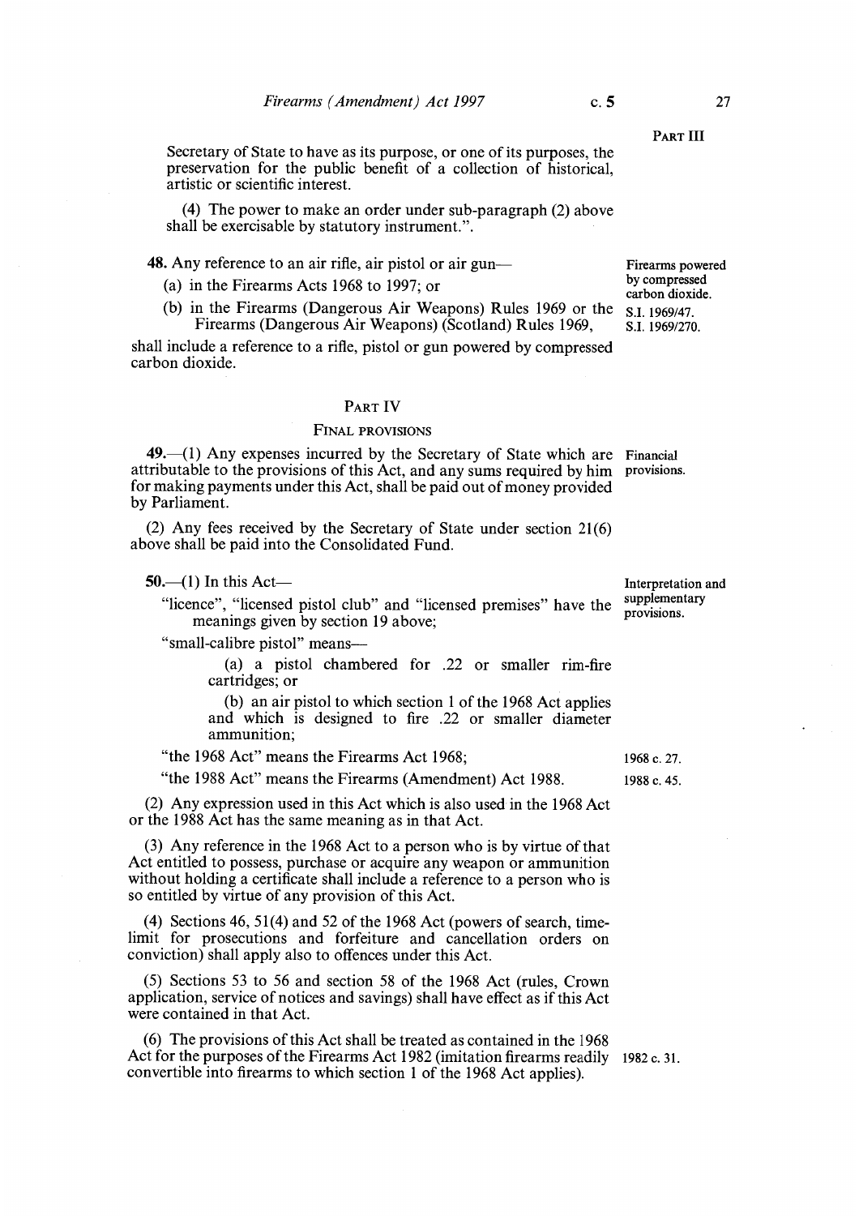Secretary of State to have as its purpose, or one of its purposes, the preservation for the public benefit of a collection of historical, artistic or scientific interest.

(4) The power to make an order under sub-paragraph (2) above shall be exercisable by statutory instrument.".

**48.** Any reference to an air rifle, air pistol or air gun—

Firearms powered by compressed carbon dioxide.

(a) in the Firearms Acts 1968 to 1997; or

(b) in the Firearms (Dangerous Air Weapons) Rules 1969 or the Firearms (Dangerous Air Weapons) (Scotland) Rules 1969,

S.I. 1969/47.
S.I. 1969/270.

shall include a reference to a rifle, pistol or gun powered by compressed carbon dioxide.

## PART IV

### FINAL PROVISIONS

Financial provisions.

**49.**—(1) Any expenses incurred by the Secretary of State which are attributable to the provisions of this Act, and any sums required by him for making payments under this Act, shall be paid out of money provided by Parliament.

(2) Any fees received by the Secretary of State under section 21(6) above shall be paid into the Consolidated Fund.

Interpretation and supplementary provisions.

**50.**—(1) In this Act—

"licence", "licensed pistol club" and "licensed premises" have the meanings given by section 19 above;

"small-calibre pistol" means—

(a) a pistol chambered for .22 or smaller rim-fire cartridges; or

(b) an air pistol to which section 1 of the 1968 Act applies and which is designed to fire .22 or smaller diameter ammunition;

"the 1968 Act" means the Firearms Act 1968;

1968 c. 27.

"the 1988 Act" means the Firearms (Amendment) Act 1988.

1988 c. 45.

(2) Any expression used in this Act which is also used in the 1968 Act or the 1988 Act has the same meaning as in that Act.

(3) Any reference in the 1968 Act to a person who is by virtue of that Act entitled to possess, purchase or acquire any weapon or ammunition without holding a certificate shall include a reference to a person who is so entitled by virtue of any provision of this Act.

(4) Sections 46, 51(4) and 52 of the 1968 Act (powers of search, time-limit for prosecutions and forfeiture and cancellation orders on conviction) shall apply also to offences under this Act.

(5) Sections 53 to 56 and section 58 of the 1968 Act (rules, Crown application, service of notices and savings) shall have effect as if this Act were contained in that Act.

(6) The provisions of this Act shall be treated as contained in the 1968 Act for the purposes of the Firearms Act 1982 (imitation firearms readily convertible into firearms to which section 1 of the 1968 Act applies).

1982 c. 31.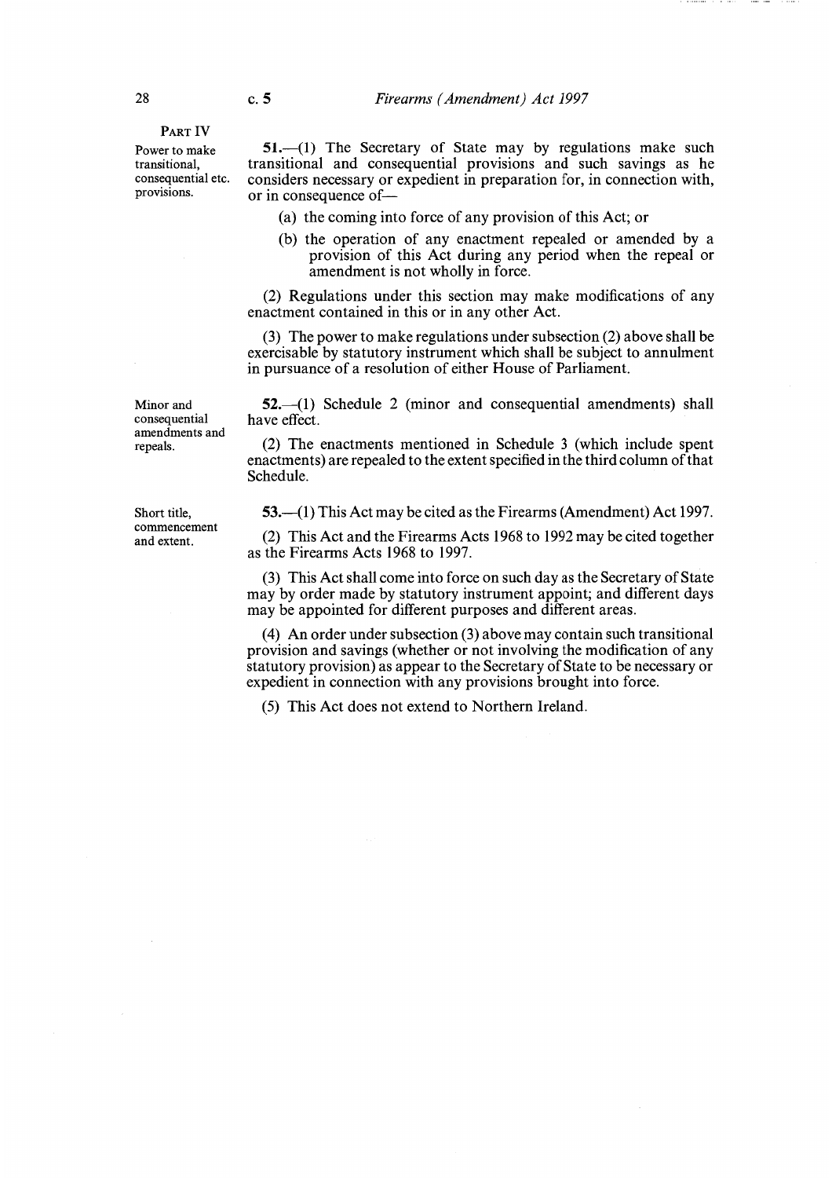PART IV

**Power to make transitional, consequential etc. provisions.**

**51.**—(1) The Secretary of State may by regulations make such transitional and consequential provisions and such savings as he considers necessary or expedient in preparation for, in connection with, or in consequence of—

(a) the coming into force of any provision of this Act; or

(b) the operation of any enactment repealed or amended by a provision of this Act during any period when the repeal or amendment is not wholly in force.

(2) Regulations under this section may make modifications of any enactment contained in this or in any other Act.

(3) The power to make regulations under subsection (2) above shall be exercisable by statutory instrument which shall be subject to annulment in pursuance of a resolution of either House of Parliament.

**Minor and consequential amendments and repeals.**

**52.**—(1) Schedule 2 (minor and consequential amendments) shall have effect.

(2) The enactments mentioned in Schedule 3 (which include spent enactments) are repealed to the extent specified in the third column of that Schedule.

**Short title, commencement and extent.**

**53.**—(1) This Act may be cited as the Firearms (Amendment) Act 1997.

(2) This Act and the Firearms Acts 1968 to 1992 may be cited together as the Firearms Acts 1968 to 1997.

(3) This Act shall come into force on such day as the Secretary of State may by order made by statutory instrument appoint; and different days may be appointed for different purposes and different areas.

(4) An order under subsection (3) above may contain such transitional provision and savings (whether or not involving the modification of any statutory provision) as appear to the Secretary of State to be necessary or expedient in connection with any provisions brought into force.

(5) This Act does not extend to Northern Ireland.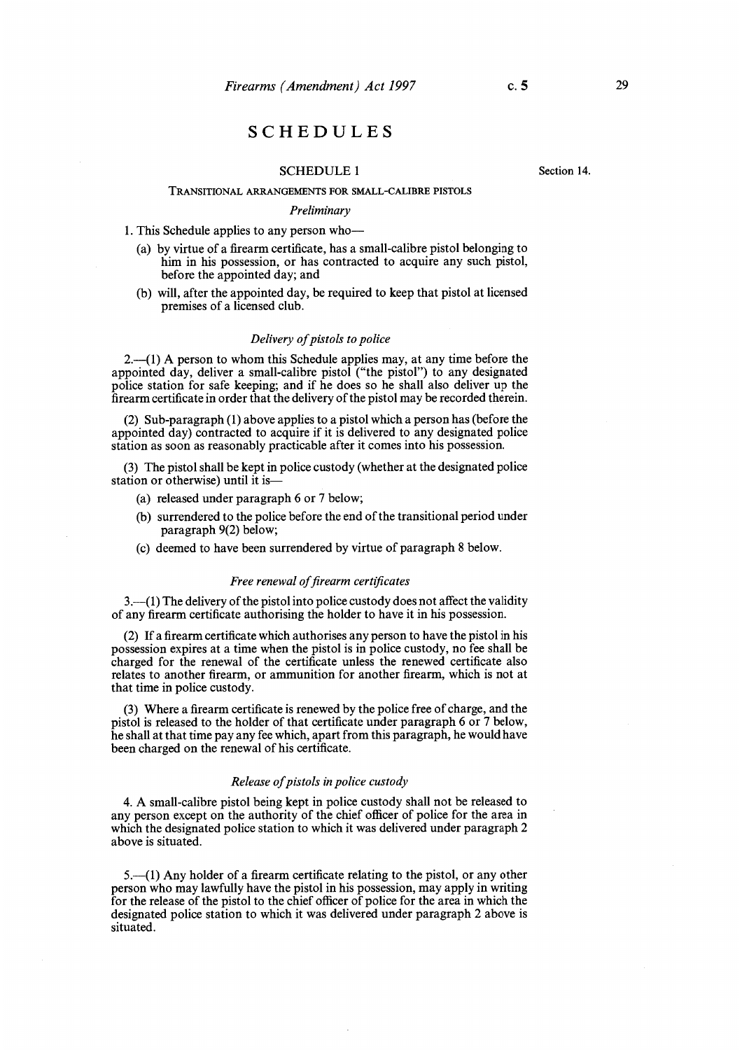# SCHEDULES

## SCHEDULE 1

Section 14.

### Transitional arrangements for small-calibre pistols

*Preliminary*

1. This Schedule applies to any person who—

   (a) by virtue of a firearm certificate, has a small-calibre pistol belonging to him in his possession, or has contracted to acquire any such pistol, before the appointed day; and

   (b) will, after the appointed day, be required to keep that pistol at licensed premises of a licensed club.

*Delivery of pistols to police*

2.—(1) A person to whom this Schedule applies may, at any time before the appointed day, deliver a small-calibre pistol ("the pistol") to any designated police station for safe keeping; and if he does so he shall also deliver up the firearm certificate in order that the delivery of the pistol may be recorded therein.

(2) Sub-paragraph (1) above applies to a pistol which a person has (before the appointed day) contracted to acquire if it is delivered to any designated police station as soon as reasonably practicable after it comes into his possession.

(3) The pistol shall be kept in police custody (whether at the designated police station or otherwise) until it is—

   (a) released under paragraph 6 or 7 below;

   (b) surrendered to the police before the end of the transitional period under paragraph 9(2) below;

   (c) deemed to have been surrendered by virtue of paragraph 8 below.

*Free renewal of firearm certificates*

3.—(1) The delivery of the pistol into police custody does not affect the validity of any firearm certificate authorising the holder to have it in his possession.

(2) If a firearm certificate which authorises any person to have the pistol in his possession expires at a time when the pistol is in police custody, no fee shall be charged for the renewal of the certificate unless the renewed certificate also relates to another firearm, or ammunition for another firearm, which is not at that time in police custody.

(3) Where a firearm certificate is renewed by the police free of charge, and the pistol is released to the holder of that certificate under paragraph 6 or 7 below, he shall at that time pay any fee which, apart from this paragraph, he would have been charged on the renewal of his certificate.

*Release of pistols in police custody*

4. A small-calibre pistol being kept in police custody shall not be released to any person except on the authority of the chief officer of police for the area in which the designated police station to which it was delivered under paragraph 2 above is situated.

5.—(1) Any holder of a firearm certificate relating to the pistol, or any other person who may lawfully have the pistol in his possession, may apply in writing for the release of the pistol to the chief officer of police for the area in which the designated police station to which it was delivered under paragraph 2 above is situated.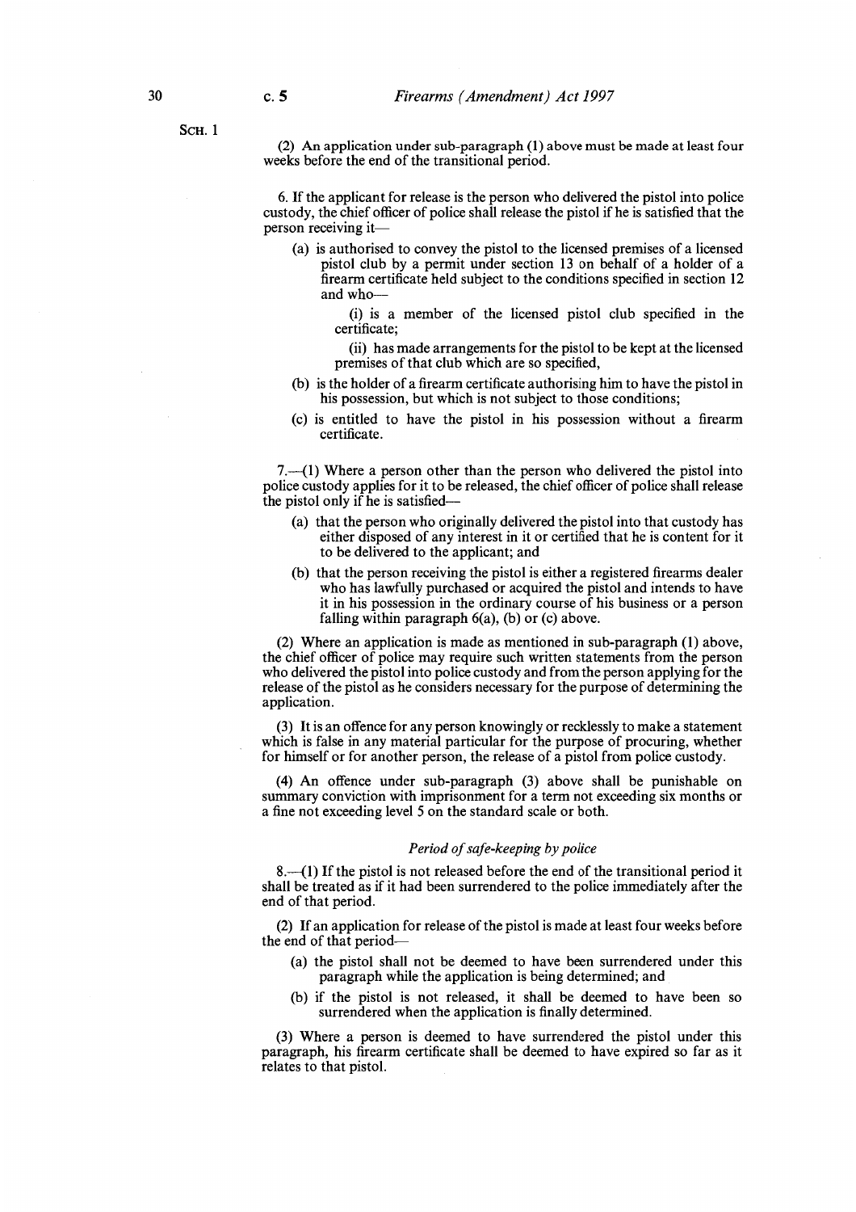(2) An application under sub-paragraph (1) above must be made at least four weeks before the end of the transitional period.

6. If the applicant for release is the person who delivered the pistol into police custody, the chief officer of police shall release the pistol if he is satisfied that the person receiving it—

- (a) is authorised to convey the pistol to the licensed premises of a licensed pistol club by a permit under section 13 on behalf of a holder of a firearm certificate held subject to the conditions specified in section 12 and who—

  (i) is a member of the licensed pistol club specified in the certificate;

  (ii) has made arrangements for the pistol to be kept at the licensed premises of that club which are so specified,

- (b) is the holder of a firearm certificate authorising him to have the pistol in his possession, but which is not subject to those conditions;
- (c) is entitled to have the pistol in his possession without a firearm certificate.

7.—(1) Where a person other than the person who delivered the pistol into police custody applies for it to be released, the chief officer of police shall release the pistol only if he is satisfied—

- (a) that the person who originally delivered the pistol into that custody has either disposed of any interest in it or certified that he is content for it to be delivered to the applicant; and
- (b) that the person receiving the pistol is either a registered firearms dealer who has lawfully purchased or acquired the pistol and intends to have it in his possession in the ordinary course of his business or a person falling within paragraph 6(a), (b) or (c) above.

(2) Where an application is made as mentioned in sub-paragraph (1) above, the chief officer of police may require such written statements from the person who delivered the pistol into police custody and from the person applying for the release of the pistol as he considers necessary for the purpose of determining the application.

(3) It is an offence for any person knowingly or recklessly to make a statement which is false in any material particular for the purpose of procuring, whether for himself or for another person, the release of a pistol from police custody.

(4) An offence under sub-paragraph (3) above shall be punishable on summary conviction with imprisonment for a term not exceeding six months or a fine not exceeding level 5 on the standard scale or both.

*Period of safe-keeping by police*

8.—(1) If the pistol is not released before the end of the transitional period it shall be treated as if it had been surrendered to the police immediately after the end of that period.

(2) If an application for release of the pistol is made at least four weeks before the end of that period—

- (a) the pistol shall not be deemed to have been surrendered under this paragraph while the application is being determined; and
- (b) if the pistol is not released, it shall be deemed to have been so surrendered when the application is finally determined.

(3) Where a person is deemed to have surrendered the pistol under this paragraph, his firearm certificate shall be deemed to have expired so far as it relates to that pistol.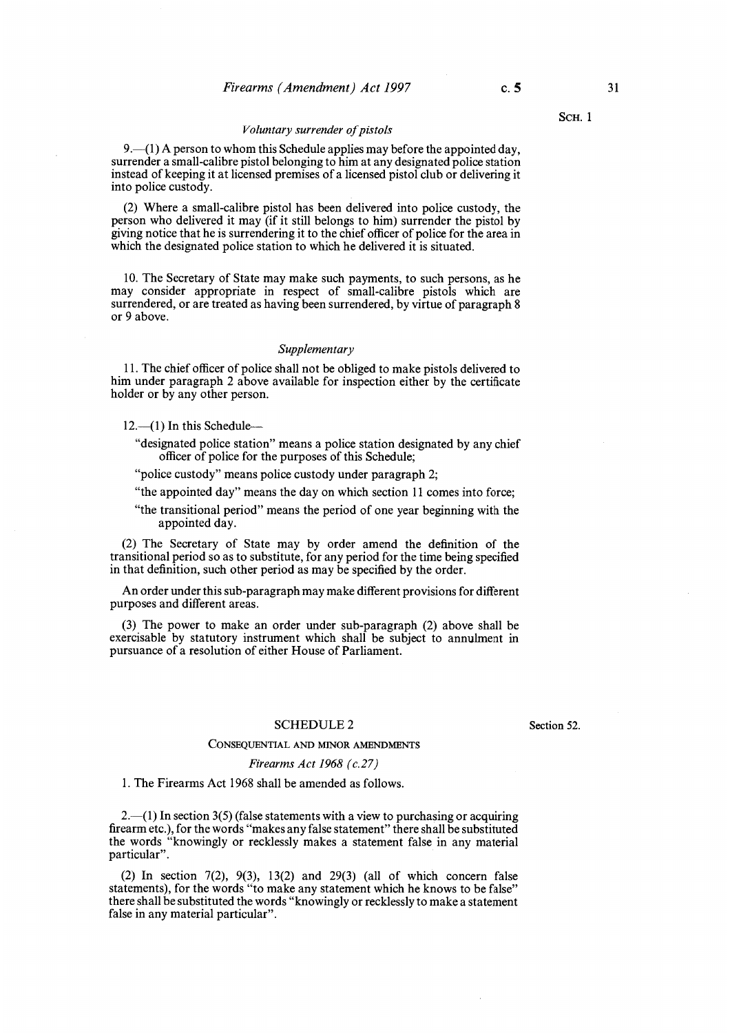*Voluntary surrender of pistols*

9.—(1) A person to whom this Schedule applies may before the appointed day, surrender a small-calibre pistol belonging to him at any designated police station instead of keeping it at licensed premises of a licensed pistol club or delivering it into police custody.

(2) Where a small-calibre pistol has been delivered into police custody, the person who delivered it may (if it still belongs to him) surrender the pistol by giving notice that he is surrendering it to the chief officer of police for the area in which the designated police station to which he delivered it is situated.

10. The Secretary of State may make such payments, to such persons, as he may consider appropriate in respect of small-calibre pistols which are surrendered, or are treated as having been surrendered, by virtue of paragraph 8 or 9 above.

*Supplementary*

11. The chief officer of police shall not be obliged to make pistols delivered to him under paragraph 2 above available for inspection either by the certificate holder or by any other person.

12.—(1) In this Schedule—

"designated police station" means a police station designated by any chief officer of police for the purposes of this Schedule;

"police custody" means police custody under paragraph 2;

"the appointed day" means the day on which section 11 comes into force;

"the transitional period" means the period of one year beginning with the appointed day.

(2) The Secretary of State may by order amend the definition of the transitional period so as to substitute, for any period for the time being specified in that definition, such other period as may be specified by the order.

An order under this sub-paragraph may make different provisions for different purposes and different areas.

(3) The power to make an order under sub-paragraph (2) above shall be exercisable by statutory instrument which shall be subject to annulment in pursuance of a resolution of either House of Parliament.

## SCHEDULE 2

Section 52.

### CONSEQUENTIAL AND MINOR AMENDMENTS

*Firearms Act 1968 (c.27)*

1. The Firearms Act 1968 shall be amended as follows.

2.—(1) In section 3(5) (false statements with a view to purchasing or acquiring firearm etc.), for the words "makes any false statement" there shall be substituted the words "knowingly or recklessly makes a statement false in any material particular".

(2) In section 7(2), 9(3), 13(2) and 29(3) (all of which concern false statements), for the words "to make any statement which he knows to be false" there shall be substituted the words "knowingly or recklessly to make a statement false in any material particular".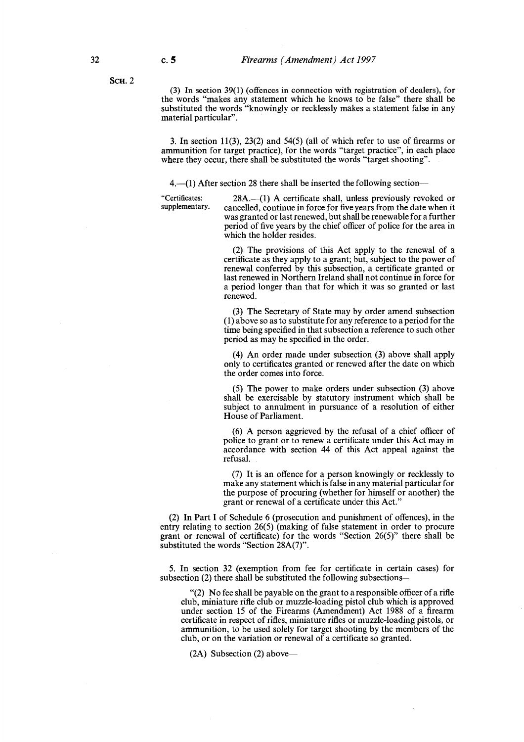SCH. 2

(3) In section 39(1) (offences in connection with registration of dealers), for the words "makes any statement which he knows to be false" there shall be substituted the words "knowingly or recklessly makes a statement false in any material particular".

3. In section 11(3), 23(2) and 54(5) (all of which refer to use of firearms or ammunition for target practice), for the words "target practice", in each place where they occur, there shall be substituted the words "target shooting".

4.—(1) After section 28 there shall be inserted the following section—

"Certificates: supplementary.

28A.—(1) A certificate shall, unless previously revoked or cancelled, continue in force for five years from the date when it was granted or last renewed, but shall be renewable for a further period of five years by the chief officer of police for the area in which the holder resides.

(2) The provisions of this Act apply to the renewal of a certificate as they apply to a grant; but, subject to the power of renewal conferred by this subsection, a certificate granted or last renewed in Northern Ireland shall not continue in force for a period longer than that for which it was so granted or last renewed.

(3) The Secretary of State may by order amend subsection (1) above so as to substitute for any reference to a period for the time being specified in that subsection a reference to such other period as may be specified in the order.

(4) An order made under subsection (3) above shall apply only to certificates granted or renewed after the date on which the order comes into force.

(5) The power to make orders under subsection (3) above shall be exercisable by statutory instrument which shall be subject to annulment in pursuance of a resolution of either House of Parliament.

(6) A person aggrieved by the refusal of a chief officer of police to grant or to renew a certificate under this Act may in accordance with section 44 of this Act appeal against the refusal.

(7) It is an offence for a person knowingly or recklessly to make any statement which is false in any material particular for the purpose of procuring (whether for himself or another) the grant or renewal of a certificate under this Act."

(2) In Part I of Schedule 6 (prosecution and punishment of offences), in the entry relating to section 26(5) (making of false statement in order to procure grant or renewal of certificate) for the words "Section 26(5)" there shall be substituted the words "Section 28A(7)".

5. In section 32 (exemption from fee for certificate in certain cases) for subsection (2) there shall be substituted the following subsections—

"(2) No fee shall be payable on the grant to a responsible officer of a rifle club, miniature rifle club or muzzle-loading pistol club which is approved under section 15 of the Firearms (Amendment) Act 1988 of a firearm certificate in respect of rifles, miniature rifles or muzzle-loading pistols, or ammunition, to be used solely for target shooting by the members of the club, or on the variation or renewal of a certificate so granted.

(2A) Subsection (2) above—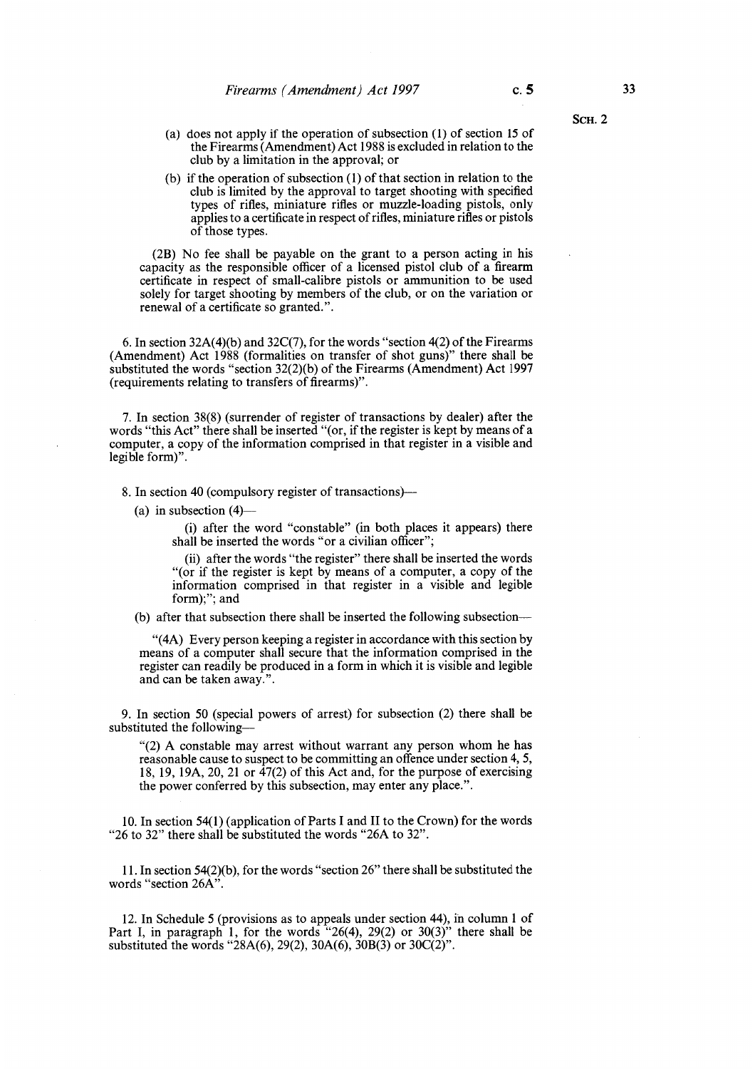(a) does not apply if the operation of subsection (1) of section 15 of the Firearms (Amendment) Act 1988 is excluded in relation to the club by a limitation in the approval; or

(b) if the operation of subsection (1) of that section in relation to the club is limited by the approval to target shooting with specified types of rifles, miniature rifles or muzzle-loading pistols, only applies to a certificate in respect of rifles, miniature rifles or pistols of those types.

(2B) No fee shall be payable on the grant to a person acting in his capacity as the responsible officer of a licensed pistol club of a firearm certificate in respect of small-calibre pistols or ammunition to be used solely for target shooting by members of the club, or on the variation or renewal of a certificate so granted.".

6. In section 32A(4)(b) and 32C(7), for the words "section 4(2) of the Firearms (Amendment) Act 1988 (formalities on transfer of shot guns)" there shall be substituted the words "section 32(2)(b) of the Firearms (Amendment) Act 1997 (requirements relating to transfers of firearms)".

7. In section 38(8) (surrender of register of transactions by dealer) after the words "this Act" there shall be inserted "(or, if the register is kept by means of a computer, a copy of the information comprised in that register in a visible and legible form)".

8. In section 40 (compulsory register of transactions)—

(a) in subsection (4)—

(i) after the word "constable" (in both places it appears) there shall be inserted the words "or a civilian officer";

(ii) after the words "the register" there shall be inserted the words "(or if the register is kept by means of a computer, a copy of the information comprised in that register in a visible and legible form);"; and

(b) after that subsection there shall be inserted the following subsection—

"(4A) Every person keeping a register in accordance with this section by means of a computer shall secure that the information comprised in the register can readily be produced in a form in which it is visible and legible and can be taken away.".

9. In section 50 (special powers of arrest) for subsection (2) there shall be substituted the following—

"(2) A constable may arrest without warrant any person whom he has reasonable cause to suspect to be committing an offence under section 4, 5, 18, 19, 19A, 20, 21 or 47(2) of this Act and, for the purpose of exercising the power conferred by this subsection, may enter any place.".

10. In section 54(1) (application of Parts I and II to the Crown) for the words "26 to 32" there shall be substituted the words "26A to 32".

11. In section 54(2)(b), for the words "section 26" there shall be substituted the words "section 26A".

12. In Schedule 5 (provisions as to appeals under section 44), in column 1 of Part I, in paragraph 1, for the words "26(4), 29(2) or 30(3)" there shall be substituted the words "28A(6), 29(2), 30A(6), 30B(3) or 30C(2)".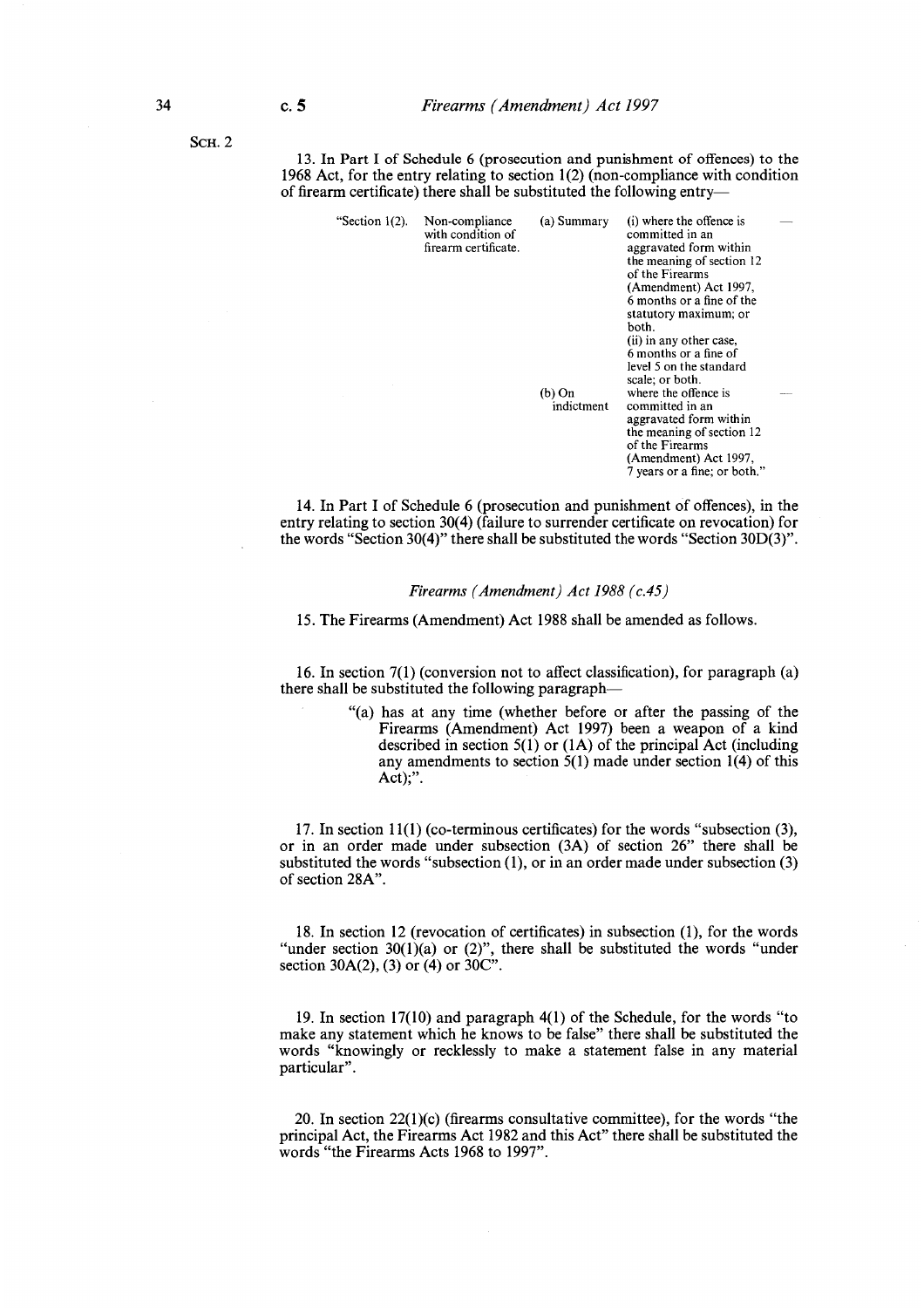SCH. 2

13. In Part I of Schedule 6 (prosecution and punishment of offences) to the 1968 Act, for the entry relating to section 1(2) (non-compliance with condition of firearm certificate) there shall be substituted the following entry—

| | | | | |
|---|---|---|---|---|
| "Section 1(2). | Non-compliance with condition of firearm certificate. | (a) Summary | (i) where the offence is committed in an aggravated form within the meaning of section 12 of the Firearms (Amendment) Act 1997, 6 months or a fine of the statutory maximum; or both. (ii) in any other case, 6 months or a fine of level 5 on the standard scale; or both. | — |
| | | (b) On indictment | where the offence is committed in an aggravated form within the meaning of section 12 of the Firearms (Amendment) Act 1997, 7 years or a fine; or both." | — |

14. In Part I of Schedule 6 (prosecution and punishment of offences), in the entry relating to section 30(4) (failure to surrender certificate on revocation) for the words "Section 30(4)" there shall be substituted the words "Section 30D(3)".

*Firearms (Amendment) Act 1988 (c.45)*

15. The Firearms (Amendment) Act 1988 shall be amended as follows.

16. In section 7(1) (conversion not to affect classification), for paragraph (a) there shall be substituted the following paragraph—

> "(a) has at any time (whether before or after the passing of the Firearms (Amendment) Act 1997) been a weapon of a kind described in section 5(1) or (1A) of the principal Act (including any amendments to section 5(1) made under section 1(4) of this Act);".

17. In section 11(1) (co-terminous certificates) for the words "subsection (3), or in an order made under subsection (3A) of section 26" there shall be substituted the words "subsection (1), or in an order made under subsection (3) of section 28A".

18. In section 12 (revocation of certificates) in subsection (1), for the words "under section 30(1)(a) or (2)", there shall be substituted the words "under section 30A(2), (3) or (4) or 30C".

19. In section 17(10) and paragraph 4(1) of the Schedule, for the words "to make any statement which he knows to be false" there shall be substituted the words "knowingly or recklessly to make a statement false in any material particular".

20. In section 22(1)(c) (firearms consultative committee), for the words "the principal Act, the Firearms Act 1982 and this Act" there shall be substituted the words "the Firearms Acts 1968 to 1997".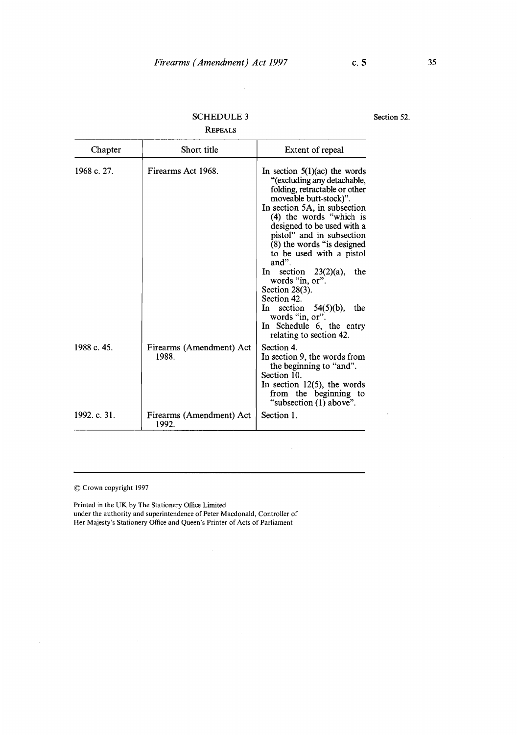## SCHEDULE 3

Section 52.

### REPEALS

| Chapter | Short title | Extent of repeal |
| --- | --- | --- |
| 1968 c. 27. | Firearms Act 1968. | In section 5(1)(ac) the words "(excluding any detachable, folding, retractable or other moveable butt-stock)". In section 5A, in subsection (4) the words "which is designed to be used with a pistol" and in subsection (8) the words "is designed to be used with a pistol and". In section 23(2)(a), the words "in, or". Section 28(3). Section 42. In section 54(5)(b), the words "in, or". In Schedule 6, the entry relating to section 42. |
| 1988 c. 45. | Firearms (Amendment) Act 1988. | Section 4. In section 9, the words from the beginning to "and". Section 10. In section 12(5), the words from the beginning to "subsection (1) above". |
| 1992. c. 31. | Firearms (Amendment) Act 1992. | Section 1. |

© Crown copyright 1997

Printed in the UK by The Stationery Office Limited
under the authority and superintendence of Peter Macdonald, Controller of Her Majesty's Stationery Office and Queen's Printer of Acts of Parliament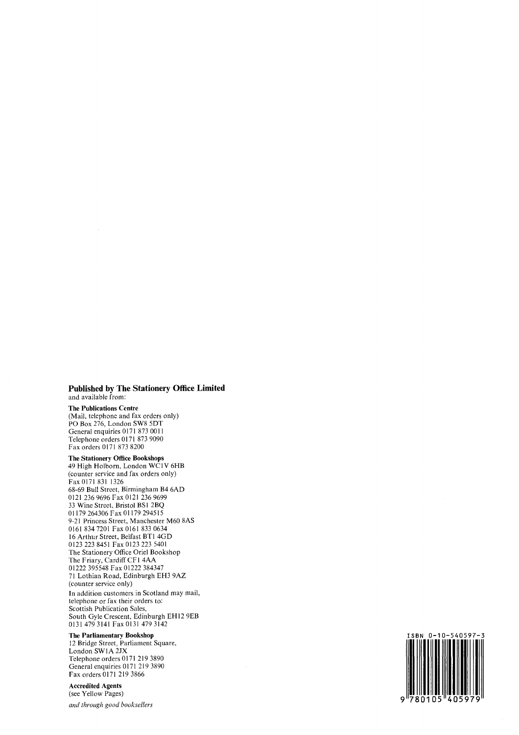**Published by The Stationery Office Limited**
and available from:

**The Publications Centre**
(Mail, telephone and fax orders only)
PO Box 276, London SW8 5DT
General enquiries 0171 873 0011
Telephone orders 0171 873 9090
Fax orders 0171 873 8200

**The Stationery Office Bookshops**
49 High Holborn, London WC1V 6HB
(counter service and fax orders only)
Fax 0171 831 1326
68-69 Bull Street, Birmingham B4 6AD
0121 236 9696 Fax 0121 236 9699
33 Wine Street, Bristol BS1 2BQ
01179 264306 Fax 01179 294515
9-21 Princess Street, Manchester M60 8AS
0161 834 7201 Fax 0161 833 0634
16 Arthur Street, Belfast BT1 4GD
0123 223 8451 Fax 0123 223 5401
The Stationery Office Oriel Bookshop
The Friary, Cardiff CF1 4AA
01222 395548 Fax 01222 384347
71 Lothian Road, Edinburgh EH3 9AZ
(counter service only)

In addition customers in Scotland may mail, telephone or fax their orders to:
Scottish Publication Sales,
South Gyle Crescent, Edinburgh EH12 9EB
0131 479 3141 Fax 0131 479 3142

**The Parliamentary Bookshop**
12 Bridge Street, Parliament Square,
London SW1A 2JX
Telephone orders 0171 219 3890
General enquiries 0171 219 3890
Fax orders 0171 219 3866

**Accredited Agents**
(see Yellow Pages)

*and through good booksellers*

ISBN 0-10-540597-3

9 780105 405979